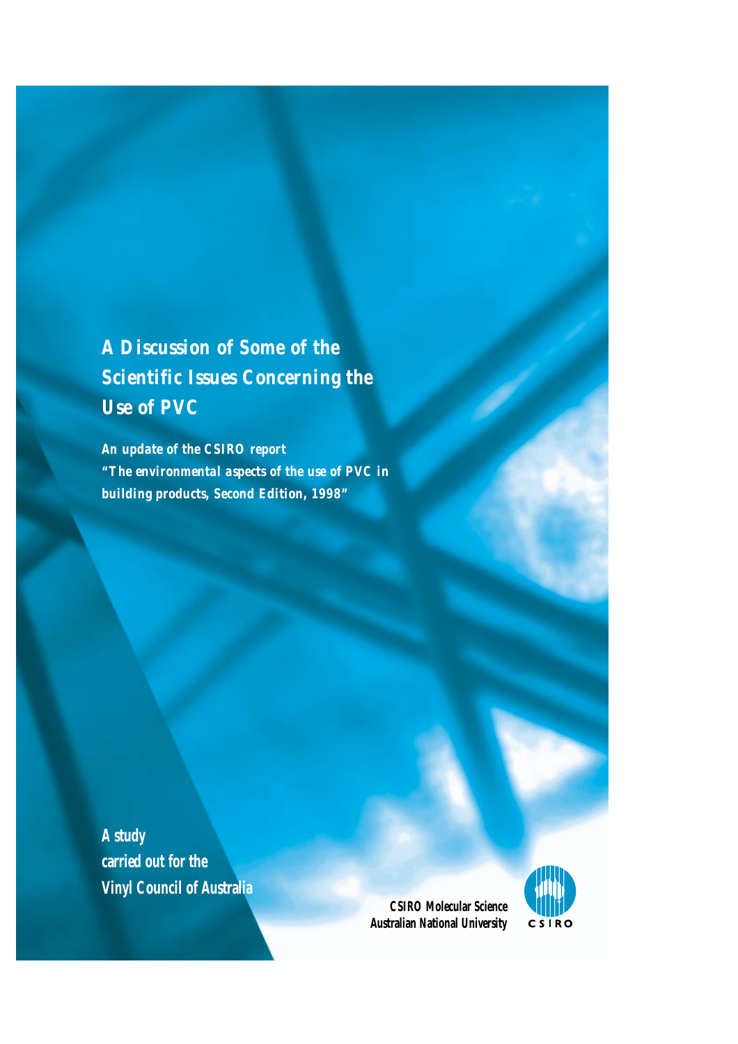# A Discussion of Some of the Scientific Issues Concerning the Use of PVC

**An update of the CSIRO report "The environmental aspects of the use of PVC in building products, Second Edition, 1998"**

**A study carried out for the Vinyl Council of Australia**

**CSIRO Molecular Science**
**Australian National University**

CSIRO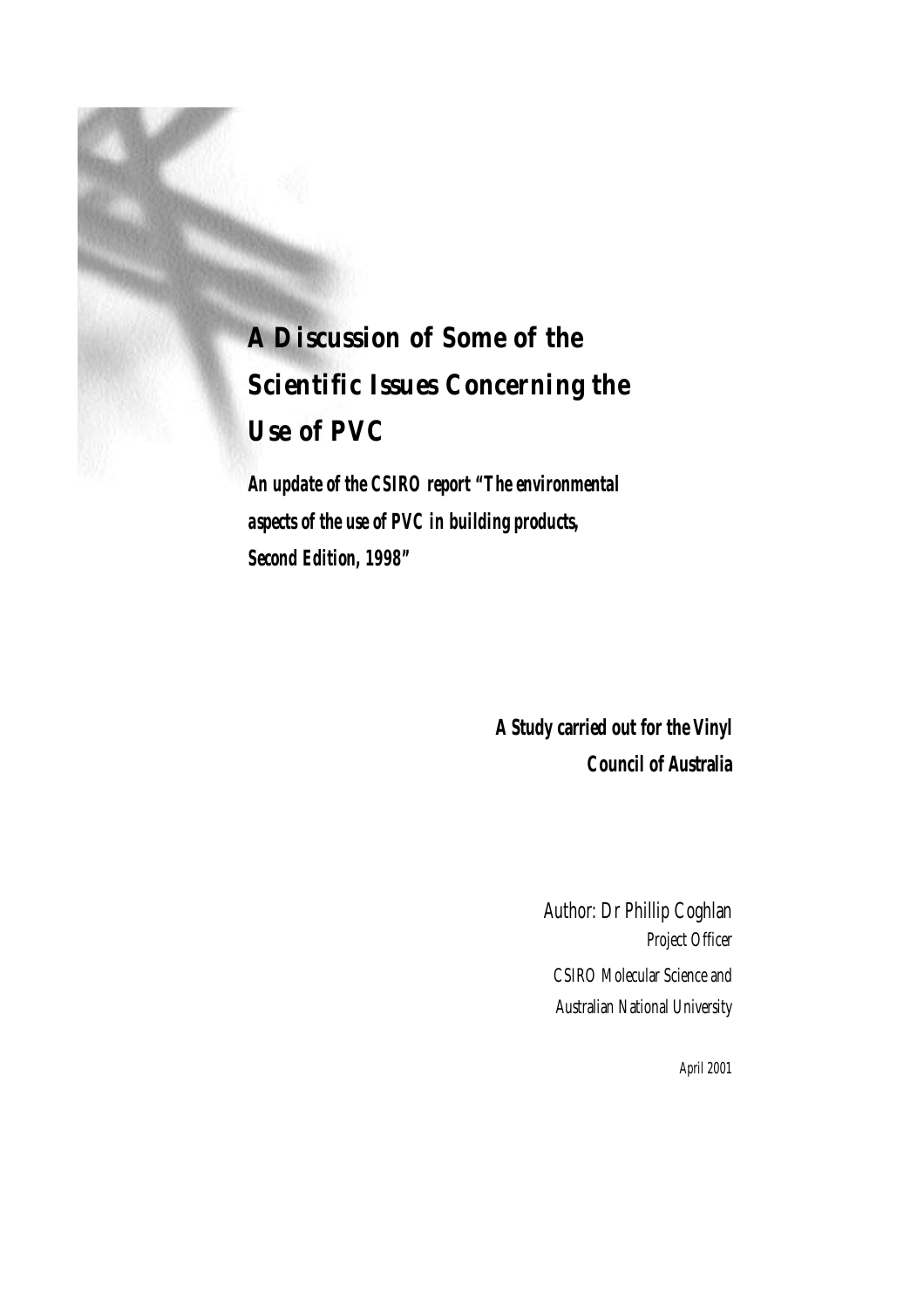# A Discussion of Some of the Scientific Issues Concerning the Use of PVC

***An update of the CSIRO report "The environmental aspects of the use of PVC in building products, Second Edition, 1998"***

**A Study carried out for the Vinyl Council of Australia**

Author: Dr Phillip Coghlan
*Project Officer*
*CSIRO Molecular Science and*
*Australian National University*

*April 2001*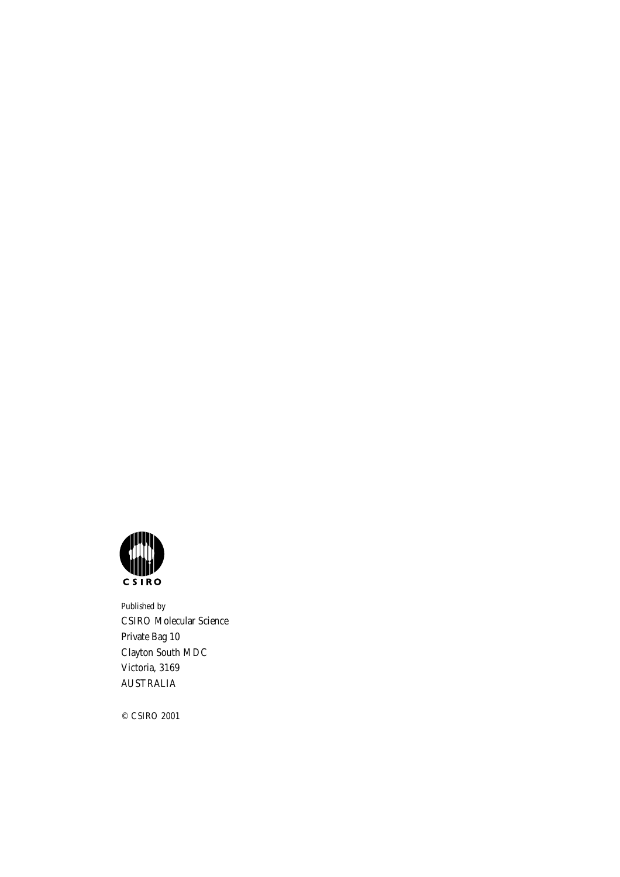CSIRO

*Published by*

CSIRO Molecular Science

Private Bag 10

Clayton South MDC

Victoria, 3169

AUSTRALIA

© CSIRO 2001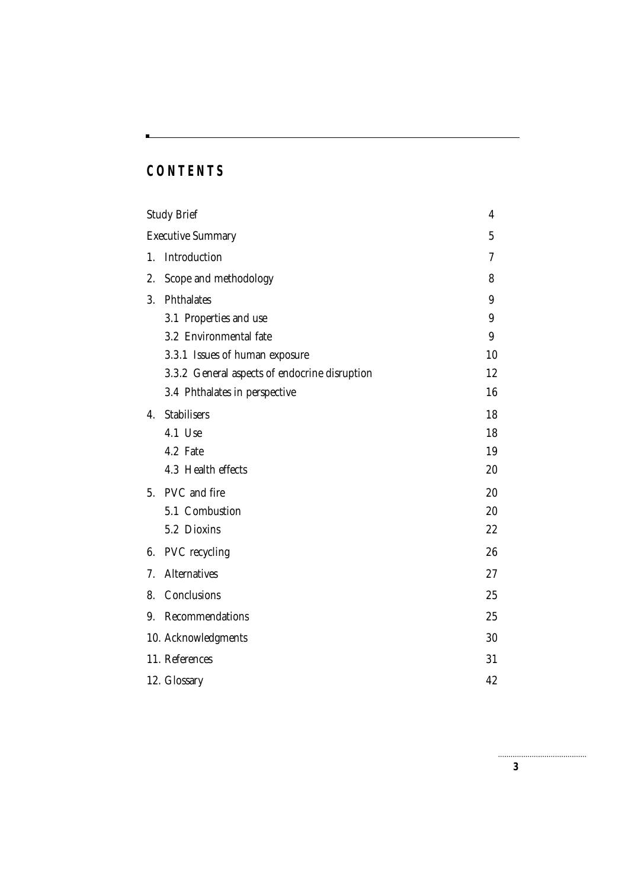# CONTENTS

| | |
|---|---|
| Study Brief | 4 |
| Executive Summary | 5 |
| 1. Introduction | 7 |
| 2. Scope and methodology | 8 |
| 3. Phthalates | 9 |
| 3.1 Properties and use | 9 |
| 3.2 Environmental fate | 9 |
| 3.3.1 Issues of human exposure | 10 |
| 3.3.2 General aspects of endocrine disruption | 12 |
| 3.4 Phthalates in perspective | 16 |
| 4. Stabilisers | 18 |
| 4.1 Use | 18 |
| 4.2 Fate | 19 |
| 4.3 Health effects | 20 |
| 5. PVC and fire | 20 |
| 5.1 Combustion | 20 |
| 5.2 Dioxins | 22 |
| 6. PVC recycling | 26 |
| 7. Alternatives | 27 |
| 8. Conclusions | 25 |
| 9. Recommendations | 25 |
| 10. Acknowledgments | 30 |
| 11. References | 31 |
| 12. Glossary | 42 |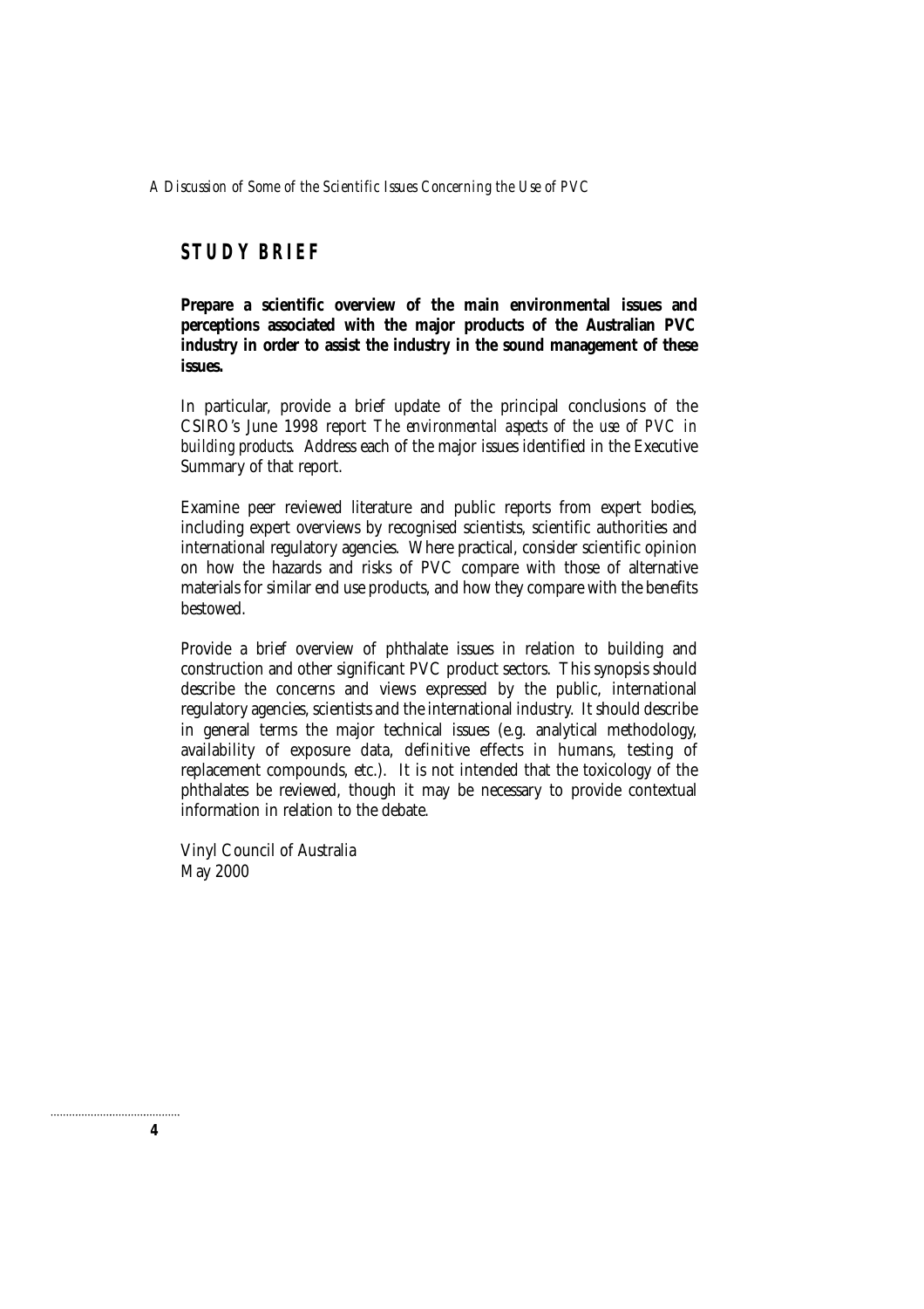## STUDY BRIEF

**Prepare a scientific overview of the main environmental issues and perceptions associated with the major products of the Australian PVC industry in order to assist the industry in the sound management of these issues.**

In particular, provide a brief update of the principal conclusions of the CSIRO's June 1998 report *The environmental aspects of the use of PVC in building products*. Address each of the major issues identified in the Executive Summary of that report.

Examine peer reviewed literature and public reports from expert bodies, including expert overviews by recognised scientists, scientific authorities and international regulatory agencies. Where practical, consider scientific opinion on how the hazards and risks of PVC compare with those of alternative materials for similar end use products, and how they compare with the benefits bestowed.

Provide a brief overview of phthalate issues in relation to building and construction and other significant PVC product sectors. This synopsis should describe the concerns and views expressed by the public, international regulatory agencies, scientists and the international industry. It should describe in general terms the major technical issues (e.g. analytical methodology, availability of exposure data, definitive effects in humans, testing of replacement compounds, etc.). It is not intended that the toxicology of the phthalates be reviewed, though it may be necessary to provide contextual information in relation to the debate.

Vinyl Council of Australia
May 2000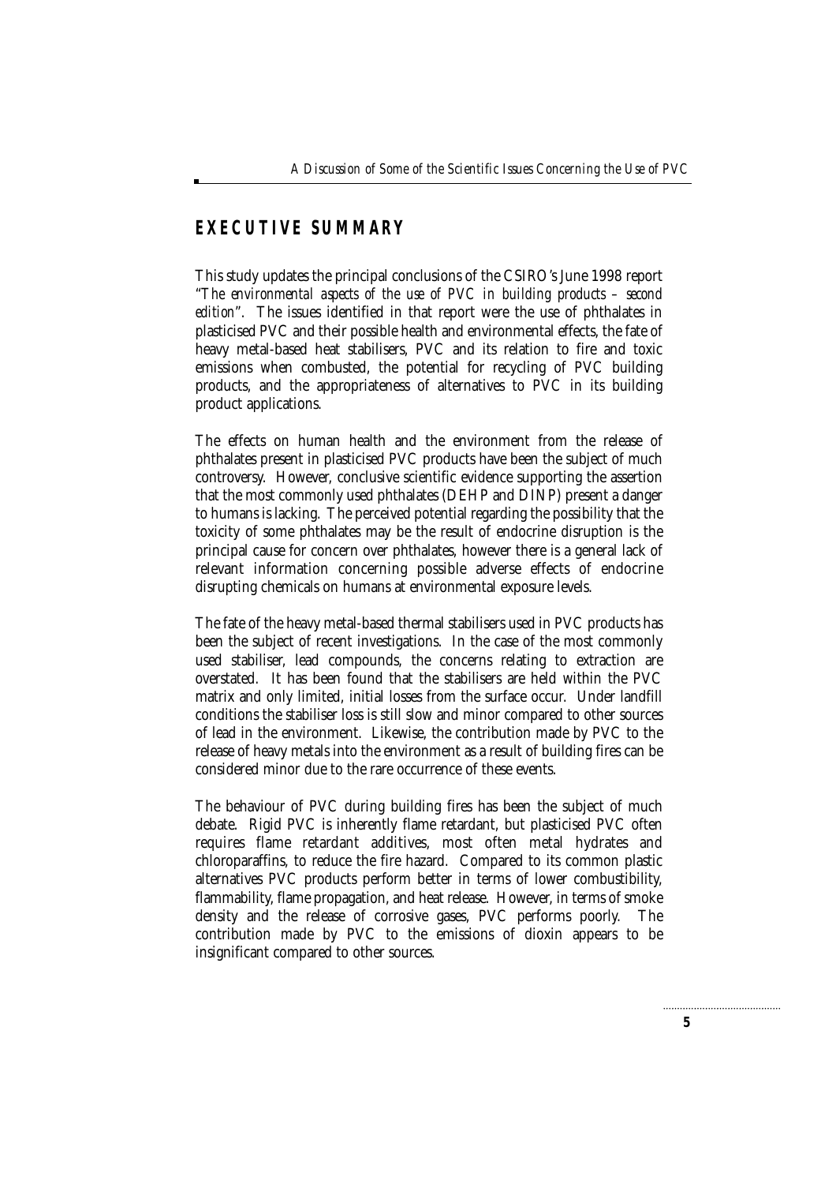## EXECUTIVE SUMMARY

This study updates the principal conclusions of the CSIRO's June 1998 report "*The environmental aspects of the use of PVC in building products – second edition*". The issues identified in that report were the use of phthalates in plasticised PVC and their possible health and environmental effects, the fate of heavy metal-based heat stabilisers, PVC and its relation to fire and toxic emissions when combusted, the potential for recycling of PVC building products, and the appropriateness of alternatives to PVC in its building product applications.

The effects on human health and the environment from the release of phthalates present in plasticised PVC products have been the subject of much controversy. However, conclusive scientific evidence supporting the assertion that the most commonly used phthalates (DEHP and DINP) present a danger to humans is lacking. The perceived potential regarding the possibility that the toxicity of some phthalates may be the result of endocrine disruption is the principal cause for concern over phthalates, however there is a general lack of relevant information concerning possible adverse effects of endocrine disrupting chemicals on humans at environmental exposure levels.

The fate of the heavy metal-based thermal stabilisers used in PVC products has been the subject of recent investigations. In the case of the most commonly used stabiliser, lead compounds, the concerns relating to extraction are overstated. It has been found that the stabilisers are held within the PVC matrix and only limited, initial losses from the surface occur. Under landfill conditions the stabiliser loss is still slow and minor compared to other sources of lead in the environment. Likewise, the contribution made by PVC to the release of heavy metals into the environment as a result of building fires can be considered minor due to the rare occurrence of these events.

The behaviour of PVC during building fires has been the subject of much debate. Rigid PVC is inherently flame retardant, but plasticised PVC often requires flame retardant additives, most often metal hydrates and chloroparaffins, to reduce the fire hazard. Compared to its common plastic alternatives PVC products perform better in terms of lower combustibility, flammability, flame propagation, and heat release. However, in terms of smoke density and the release of corrosive gases, PVC performs poorly. The contribution made by PVC to the emissions of dioxin appears to be insignificant compared to other sources.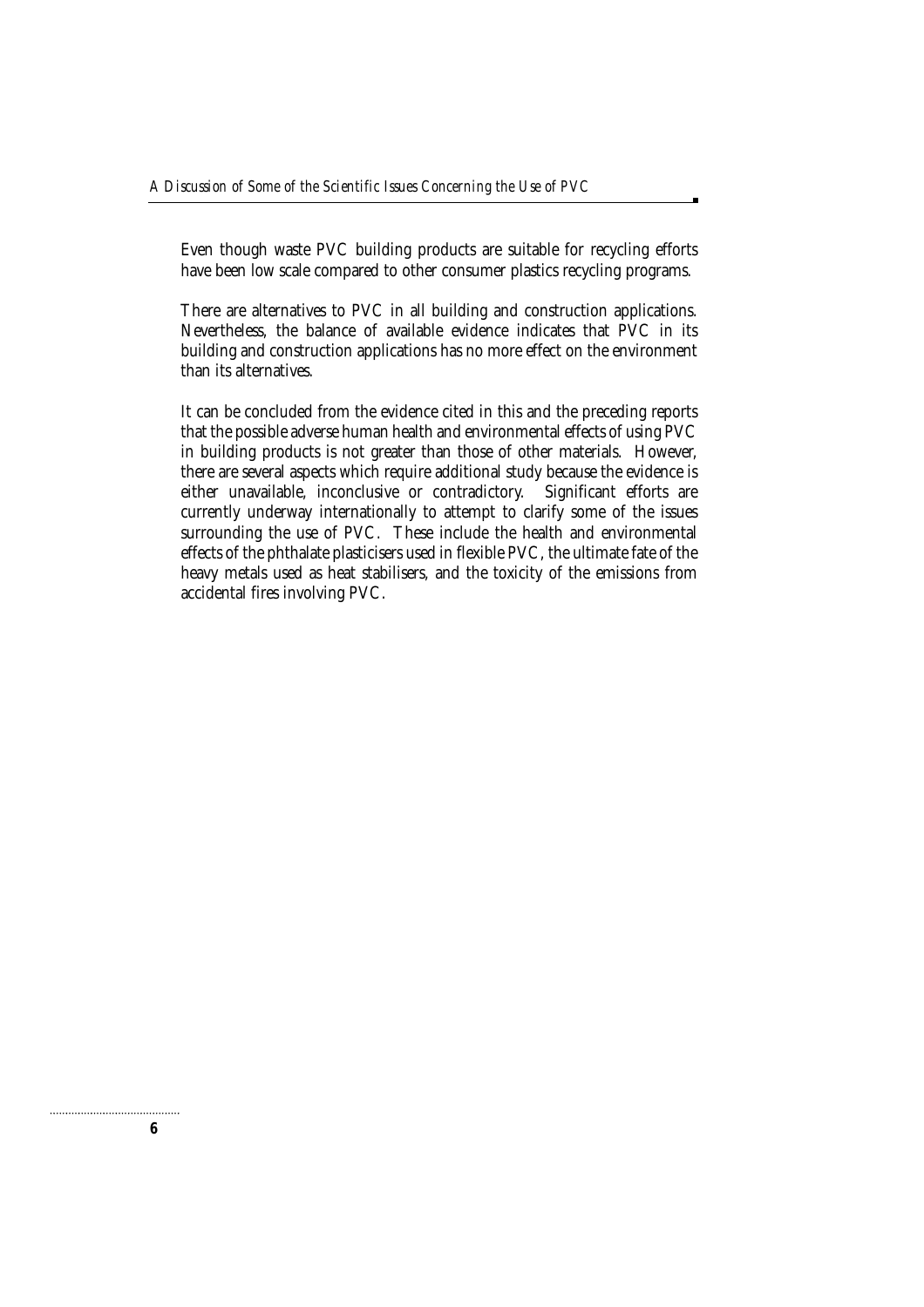Even though waste PVC building products are suitable for recycling efforts have been low scale compared to other consumer plastics recycling programs.

There are alternatives to PVC in all building and construction applications. Nevertheless, the balance of available evidence indicates that PVC in its building and construction applications has no more effect on the environment than its alternatives.

It can be concluded from the evidence cited in this and the preceding reports that the possible adverse human health and environmental effects of using PVC in building products is not greater than those of other materials. However, there are several aspects which require additional study because the evidence is either unavailable, inconclusive or contradictory. Significant efforts are currently underway internationally to attempt to clarify some of the issues surrounding the use of PVC. These include the health and environmental effects of the phthalate plasticisers used in flexible PVC, the ultimate fate of the heavy metals used as heat stabilisers, and the toxicity of the emissions from accidental fires involving PVC.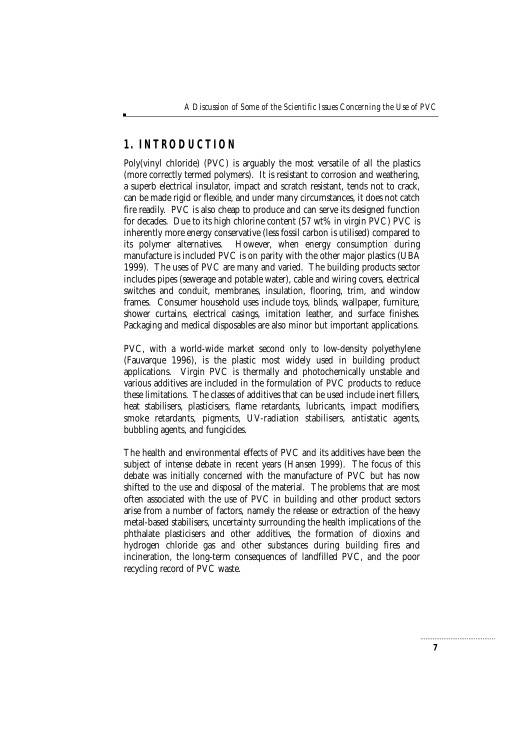## 1. INTRODUCTION

Poly(vinyl chloride) (PVC) is arguably the most versatile of all the plastics (more correctly termed polymers). It is resistant to corrosion and weathering, a superb electrical insulator, impact and scratch resistant, tends not to crack, can be made rigid or flexible, and under many circumstances, it does not catch fire readily. PVC is also cheap to produce and can serve its designed function for decades. Due to its high chlorine content (57 wt% in virgin PVC) PVC is inherently more energy conservative (less fossil carbon is utilised) compared to its polymer alternatives. However, when energy consumption during manufacture is included PVC is on parity with the other major plastics (UBA 1999). The uses of PVC are many and varied. The building products sector includes pipes (sewerage and potable water), cable and wiring covers, electrical switches and conduit, membranes, insulation, flooring, trim, and window frames. Consumer household uses include toys, blinds, wallpaper, furniture, shower curtains, electrical casings, imitation leather, and surface finishes. Packaging and medical disposables are also minor but important applications.

PVC, with a world-wide market second only to low-density polyethylene (Fauvarque 1996), is the plastic most widely used in building product applications. Virgin PVC is thermally and photochemically unstable and various additives are included in the formulation of PVC products to reduce these limitations. The classes of additives that can be used include inert fillers, heat stabilisers, plasticisers, flame retardants, lubricants, impact modifiers, smoke retardants, pigments, UV-radiation stabilisers, antistatic agents, bubbling agents, and fungicides.

The health and environmental effects of PVC and its additives have been the subject of intense debate in recent years (Hansen 1999). The focus of this debate was initially concerned with the manufacture of PVC but has now shifted to the use and disposal of the material. The problems that are most often associated with the use of PVC in building and other product sectors arise from a number of factors, namely the release or extraction of the heavy metal-based stabilisers, uncertainty surrounding the health implications of the phthalate plasticisers and other additives, the formation of dioxins and hydrogen chloride gas and other substances during building fires and incineration, the long-term consequences of landfilled PVC, and the poor recycling record of PVC waste.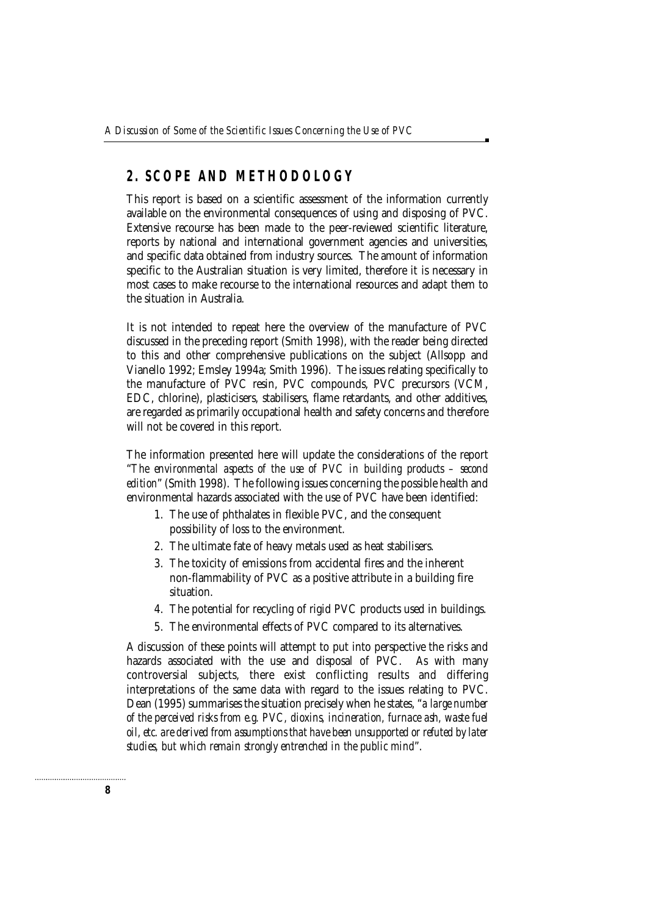## 2. SCOPE AND METHODOLOGY

This report is based on a scientific assessment of the information currently available on the environmental consequences of using and disposing of PVC. Extensive recourse has been made to the peer-reviewed scientific literature, reports by national and international government agencies and universities, and specific data obtained from industry sources. The amount of information specific to the Australian situation is very limited, therefore it is necessary in most cases to make recourse to the international resources and adapt them to the situation in Australia.

It is not intended to repeat here the overview of the manufacture of PVC discussed in the preceding report (Smith 1998), with the reader being directed to this and other comprehensive publications on the subject (Allsopp and Vianello 1992; Emsley 1994a; Smith 1996). The issues relating specifically to the manufacture of PVC resin, PVC compounds, PVC precursors (VCM, EDC, chlorine), plasticisers, stabilisers, flame retardants, and other additives, are regarded as primarily occupational health and safety concerns and therefore will not be covered in this report.

The information presented here will update the considerations of the report "*The environmental aspects of the use of PVC in building products – second edition*" (Smith 1998). The following issues concerning the possible health and environmental hazards associated with the use of PVC have been identified:

1. The use of phthalates in flexible PVC, and the consequent possibility of loss to the environment.
2. The ultimate fate of heavy metals used as heat stabilisers.
3. The toxicity of emissions from accidental fires and the inherent non-flammability of PVC as a positive attribute in a building fire situation.
4. The potential for recycling of rigid PVC products used in buildings.
5. The environmental effects of PVC compared to its alternatives.

A discussion of these points will attempt to put into perspective the risks and hazards associated with the use and disposal of PVC. As with many controversial subjects, there exist conflicting results and differing interpretations of the same data with regard to the issues relating to PVC. Dean (1995) summarises the situation precisely when he states, "*a large number of the perceived risks from e.g. PVC, dioxins, incineration, furnace ash, waste fuel oil, etc. are derived from assumptions that have been unsupported or refuted by later studies, but which remain strongly entrenched in the public mind*".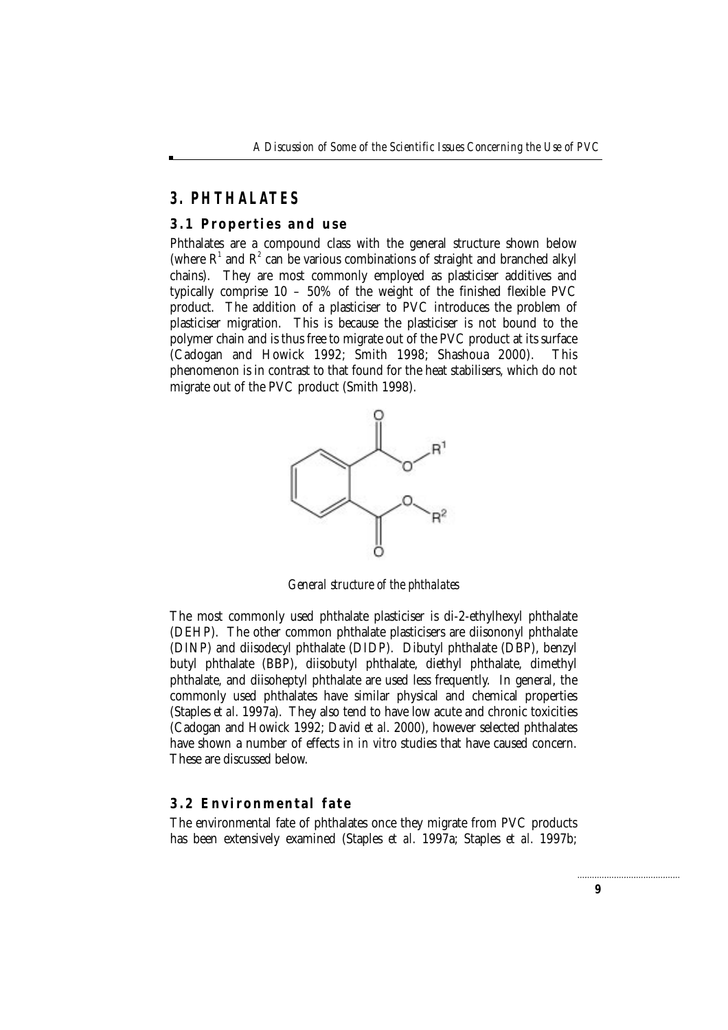## 3. PHTHALATES

### 3.1 Properties and use

Phthalates are a compound class with the general structure shown below (where $R^1$ and $R^2$ can be various combinations of straight and branched alkyl chains). They are most commonly employed as plasticiser additives and typically comprise 10 – 50% of the weight of the finished flexible PVC product. The addition of a plasticiser to PVC introduces the problem of plasticiser migration. This is because the plasticiser is not bound to the polymer chain and is thus free to migrate out of the PVC product at its surface (Cadogan and Howick 1992; Smith 1998; Shashoua 2000). This phenomenon is in contrast to that found for the heat stabilisers, which do not migrate out of the PVC product (Smith 1998).

*General structure of the phthalates*

The most commonly used phthalate plasticiser is di-2-ethylhexyl phthalate (DEHP). The other common phthalate plasticisers are diisononyl phthalate (DINP) and diisodecyl phthalate (DIDP). Dibutyl phthalate (DBP), benzyl butyl phthalate (BBP), diisobutyl phthalate, diethyl phthalate, dimethyl phthalate, and diisoheptyl phthalate are used less frequently. In general, the commonly used phthalates have similar physical and chemical properties (Staples *et al.* 1997a). They also tend to have low acute and chronic toxicities (Cadogan and Howick 1992; David *et al.* 2000), however selected phthalates have shown a number of effects in *in vitro* studies that have caused concern. These are discussed below.

### 3.2 Environmental fate

The environmental fate of phthalates once they migrate from PVC products has been extensively examined (Staples *et al.* 1997a; Staples *et al.* 1997b;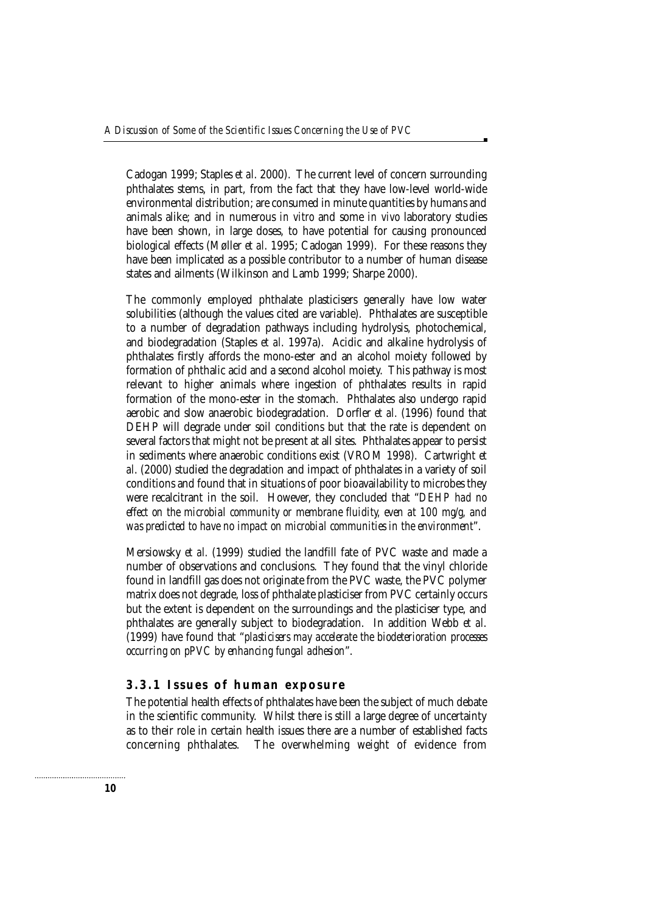Cadogan 1999; Staples *et al*. 2000). The current level of concern surrounding phthalates stems, in part, from the fact that they have low-level world-wide environmental distribution; are consumed in minute quantities by humans and animals alike; and in numerous *in vitro* and some *in vivo* laboratory studies have been shown, in large doses, to have potential for causing pronounced biological effects (Møller *et al*. 1995; Cadogan 1999). For these reasons they have been implicated as a possible contributor to a number of human disease states and ailments (Wilkinson and Lamb 1999; Sharpe 2000).

The commonly employed phthalate plasticisers generally have low water solubilities (although the values cited are variable). Phthalates are susceptible to a number of degradation pathways including hydrolysis, photochemical, and biodegradation (Staples *et al*. 1997a). Acidic and alkaline hydrolysis of phthalates firstly affords the mono-ester and an alcohol moiety followed by formation of phthalic acid and a second alcohol moiety. This pathway is most relevant to higher animals where ingestion of phthalates results in rapid formation of the mono-ester in the stomach. Phthalates also undergo rapid aerobic and slow anaerobic biodegradation. Dorfler *et al*. (1996) found that DEHP will degrade under soil conditions but that the rate is dependent on several factors that might not be present at all sites. Phthalates appear to persist in sediments where anaerobic conditions exist (VROM 1998). Cartwright *et al*. (2000) studied the degradation and impact of phthalates in a variety of soil conditions and found that in situations of poor bioavailability to microbes they were recalcitrant in the soil. However, they concluded that "*DEHP had no effect on the microbial community or membrane fluidity, even at 100 mg/g, and was predicted to have no impact on microbial communities in the environment*".

Mersiowsky *et al*. (1999) studied the landfill fate of PVC waste and made a number of observations and conclusions. They found that the vinyl chloride found in landfill gas does not originate from the PVC waste, the PVC polymer matrix does not degrade, loss of phthalate plasticiser from PVC certainly occurs but the extent is dependent on the surroundings and the plasticiser type, and phthalates are generally subject to biodegradation. In addition Webb *et al*. (1999) have found that "*plasticisers may accelerate the biodeterioration processes occurring on pPVC by enhancing fungal adhesion*".

### 3.3.1 Issues of human exposure

The potential health effects of phthalates have been the subject of much debate in the scientific community. Whilst there is still a large degree of uncertainty as to their role in certain health issues there are a number of established facts concerning phthalates. The overwhelming weight of evidence from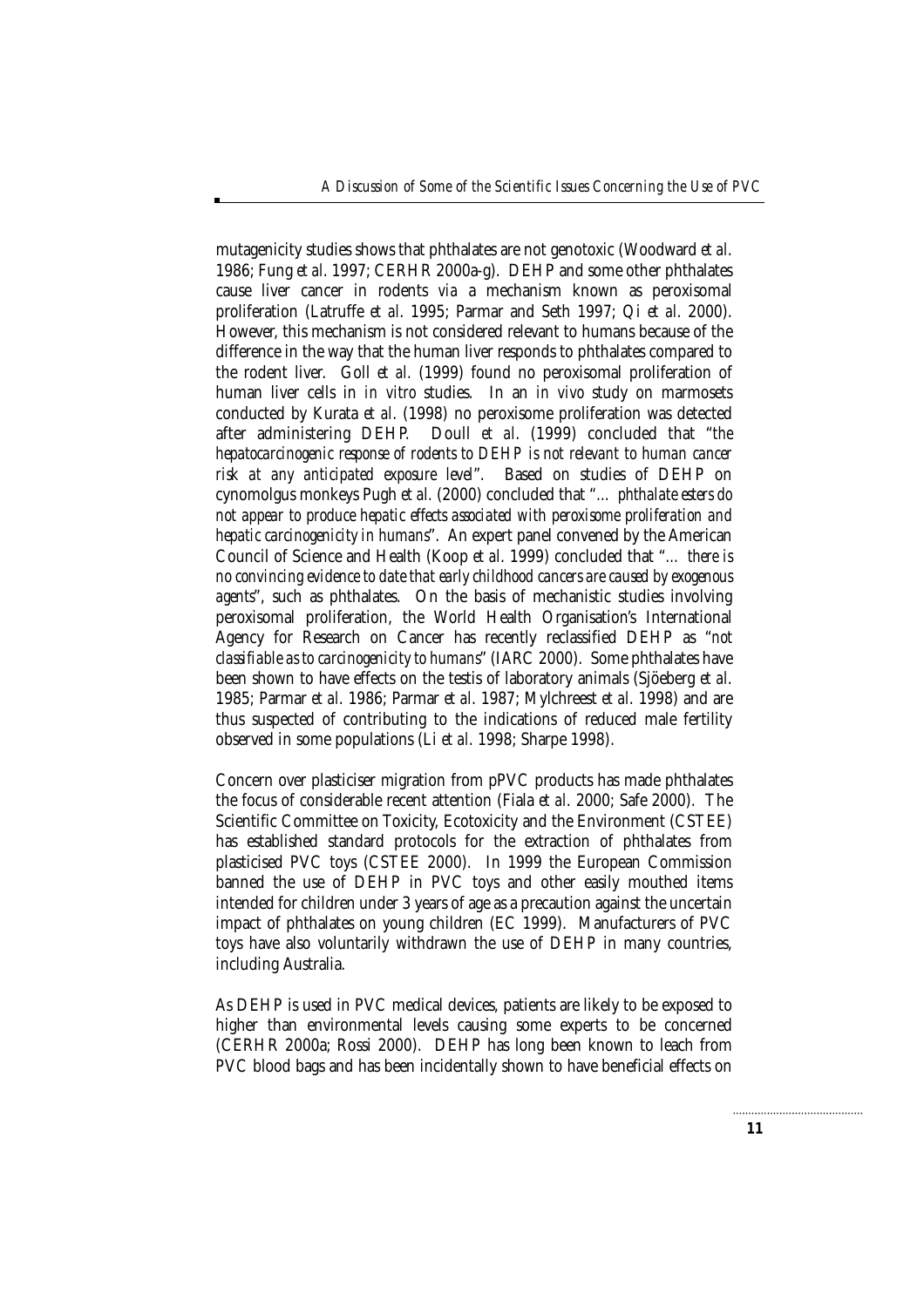mutagenicity studies shows that phthalates are not genotoxic (Woodward *et al.* 1986; Fung *et al.* 1997; CERHR 2000a-g). DEHP and some other phthalates cause liver cancer in rodents *via* a mechanism known as peroxisomal proliferation (Latruffe *et al.* 1995; Parmar and Seth 1997; Qi *et al.* 2000). However, this mechanism is not considered relevant to humans because of the difference in the way that the human liver responds to phthalates compared to the rodent liver. Goll *et al.* (1999) found no peroxisomal proliferation of human liver cells in *in vitro* studies. In an *in vivo* study on marmosets conducted by Kurata *et al.* (1998) no peroxisome proliferation was detected after administering DEHP. Doull *et al.* (1999) concluded that "*the hepatocarcinogenic response of rodents to DEHP is not relevant to human cancer risk at any anticipated exposure level*". Based on studies of DEHP on cynomolgus monkeys Pugh *et al.* (2000) concluded that "*… phthalate esters do not appear to produce hepatic effects associated with peroxisome proliferation and hepatic carcinogenicity in humans*". An expert panel convened by the American Council of Science and Health (Koop *et al.* 1999) concluded that "*… there is no convincing evidence to date that early childhood cancers are caused by exogenous agents*", such as phthalates. On the basis of mechanistic studies involving peroxisomal proliferation, the World Health Organisation's International Agency for Research on Cancer has recently reclassified DEHP as "*not classifiable as to carcinogenicity to humans*" (IARC 2000). Some phthalates have been shown to have effects on the testis of laboratory animals (Sjöeberg *et al.* 1985; Parmar *et al.* 1986; Parmar *et al.* 1987; Mylchreest *et al.* 1998) and are thus suspected of contributing to the indications of reduced male fertility observed in some populations (Li *et al.* 1998; Sharpe 1998).

Concern over plasticiser migration from pPVC products has made phthalates the focus of considerable recent attention (Fiala *et al.* 2000; Safe 2000). The Scientific Committee on Toxicity, Ecotoxicity and the Environment (CSTEE) has established standard protocols for the extraction of phthalates from plasticised PVC toys (CSTEE 2000). In 1999 the European Commission banned the use of DEHP in PVC toys and other easily mouthed items intended for children under 3 years of age as a precaution against the uncertain impact of phthalates on young children (EC 1999). Manufacturers of PVC toys have also voluntarily withdrawn the use of DEHP in many countries, including Australia.

As DEHP is used in PVC medical devices, patients are likely to be exposed to higher than environmental levels causing some experts to be concerned (CERHR 2000a; Rossi 2000). DEHP has long been known to leach from PVC blood bags and has been incidentally shown to have beneficial effects on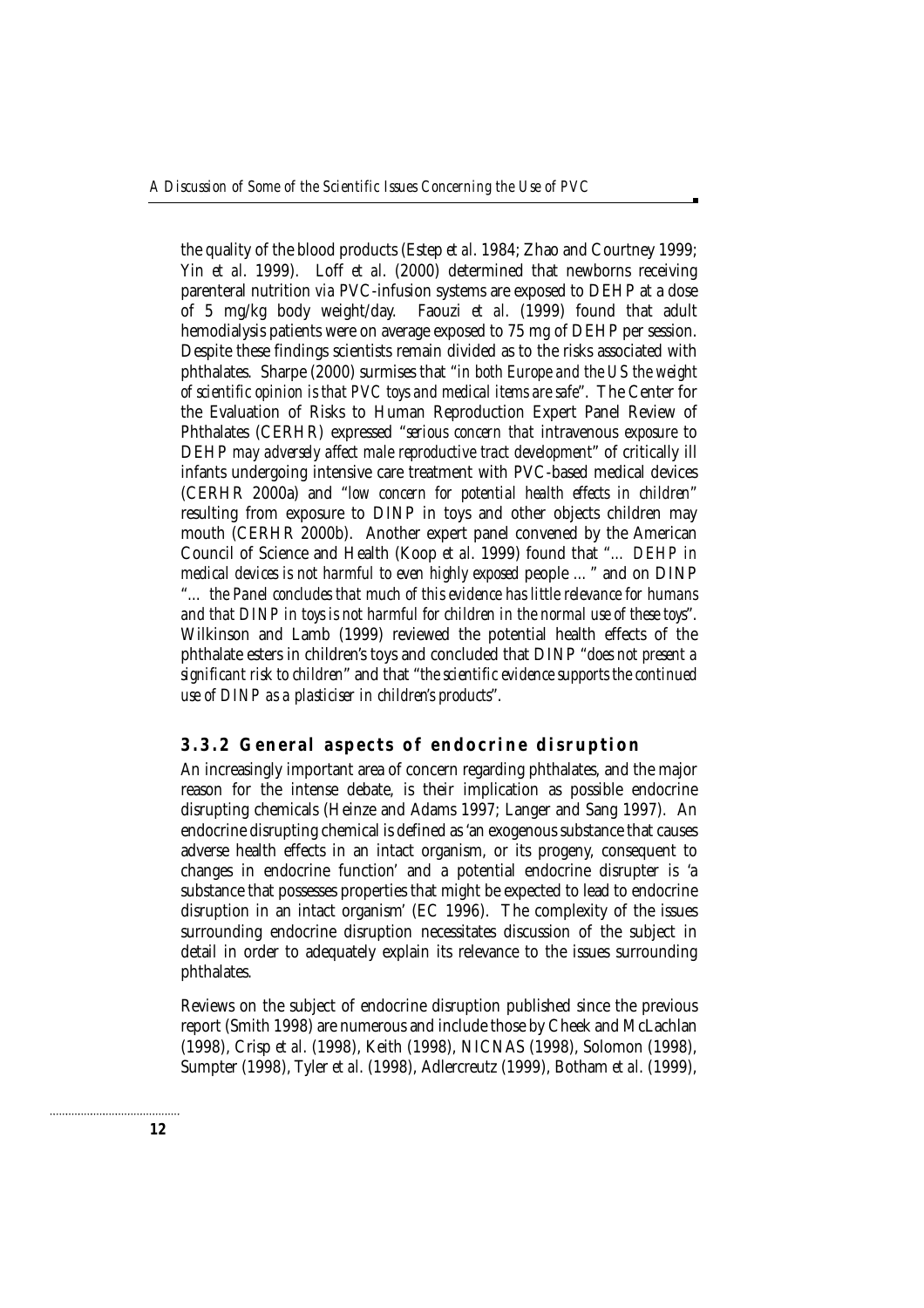the quality of the blood products (Estep *et al*. 1984; Zhao and Courtney 1999; Yin *et al*. 1999). Loff *et al*. (2000) determined that newborns receiving parenteral nutrition *via* PVC-infusion systems are exposed to DEHP at a dose of 5 mg/kg body weight/day. Faouzi *et al*. (1999) found that adult hemodialysis patients were on average exposed to 75 mg of DEHP per session. Despite these findings scientists remain divided as to the risks associated with phthalates. Sharpe (2000) surmises that "*in both Europe and the US the weight of scientific opinion is that PVC toys and medical items are safe*". The Center for the Evaluation of Risks to Human Reproduction Expert Panel Review of Phthalates (CERHR) expressed "*serious concern that intravenous exposure to DEHP may adversely affect male reproductive tract development*" of critically ill infants undergoing intensive care treatment with PVC-based medical devices (CERHR 2000a) and "*low concern for potential health effects in children*" resulting from exposure to DINP in toys and other objects children may mouth (CERHR 2000b). Another expert panel convened by the American Council of Science and Health (Koop *et al*. 1999) found that "*... DEHP in medical devices is not harmful to even highly exposed people ...*" and on DINP "*... the Panel concludes that much of this evidence has little relevance for humans and that DINP in toys is not harmful for children in the normal use of these toys*". Wilkinson and Lamb (1999) reviewed the potential health effects of the phthalate esters in children's toys and concluded that DINP "*does not present a significant risk to children*" and that "*the scientific evidence supports the continued use of DINP as a plasticiser in children's products*".

### 3.3.2 General aspects of endocrine disruption

An increasingly important area of concern regarding phthalates, and the major reason for the intense debate, is their implication as possible endocrine disrupting chemicals (Heinze and Adams 1997; Langer and Sang 1997). An endocrine disrupting chemical is defined as 'an exogenous substance that causes adverse health effects in an intact organism, or its progeny, consequent to changes in endocrine function' and a potential endocrine disrupter is 'a substance that possesses properties that might be expected to lead to endocrine disruption in an intact organism' (EC 1996). The complexity of the issues surrounding endocrine disruption necessitates discussion of the subject in detail in order to adequately explain its relevance to the issues surrounding phthalates.

Reviews on the subject of endocrine disruption published since the previous report (Smith 1998) are numerous and include those by Cheek and McLachlan (1998), Crisp *et al*. (1998), Keith (1998), NICNAS (1998), Solomon (1998), Sumpter (1998), Tyler *et al*. (1998), Adlercreutz (1999), Botham *et al*. (1999),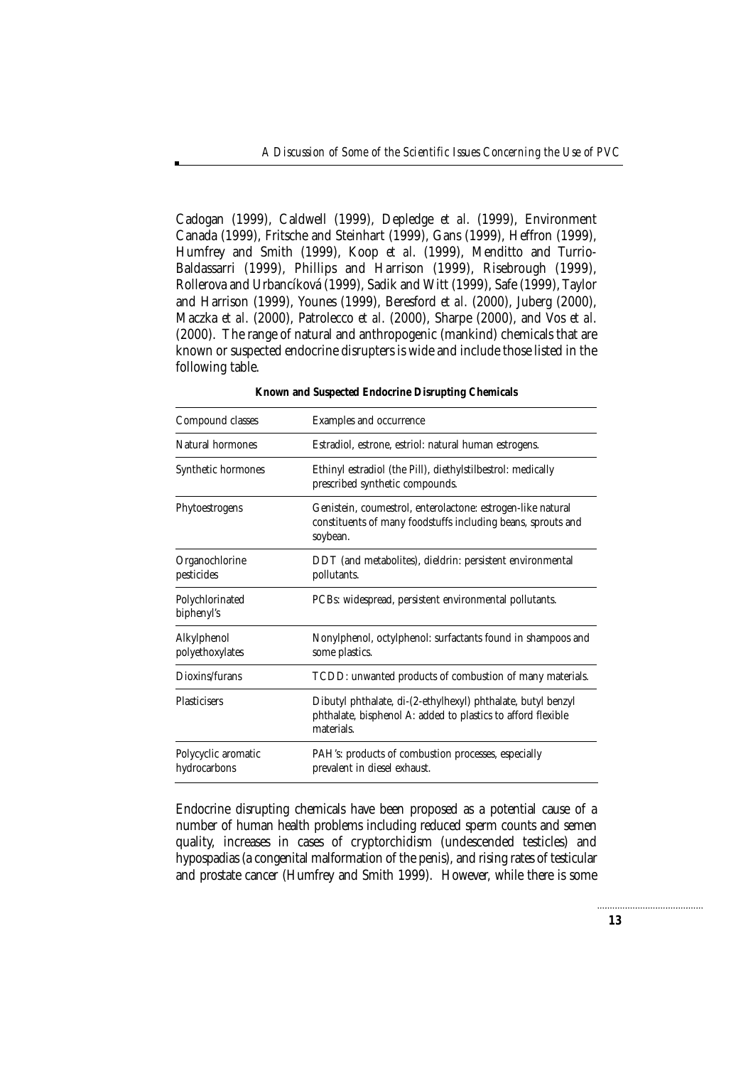Cadogan (1999), Caldwell (1999), Depledge *et al.* (1999), Environment Canada (1999), Fritsche and Steinhart (1999), Gans (1999), Heffron (1999), Humfrey and Smith (1999), Koop *et al.* (1999), Menditto and Turrio-Baldassarri (1999), Phillips and Harrison (1999), Risebrough (1999), Rollerova and Urbancíková (1999), Sadik and Witt (1999), Safe (1999), Taylor and Harrison (1999), Younes (1999), Beresford *et al.* (2000), Juberg (2000), Maczka *et al.* (2000), Patrolecco *et al.* (2000), Sharpe (2000), and Vos *et al.* (2000). The range of natural and anthropogenic (mankind) chemicals that are known or suspected endocrine disrupters is wide and include those listed in the following table.

**Known and Suspected Endocrine Disrupting Chemicals**

| Compound classes | Examples and occurrence |
|---|---|
| Natural hormones | Estradiol, estrone, estriol: natural human estrogens. |
| Synthetic hormones | Ethinyl estradiol (the Pill), diethylstilbestrol: medically prescribed synthetic compounds. |
| Phytoestrogens | Genistein, coumestrol, enterolactone: estrogen-like natural constituents of many foodstuffs including beans, sprouts and soybean. |
| Organochlorine pesticides | DDT (and metabolites), dieldrin: persistent environmental pollutants. |
| Polychlorinated biphenyl's | PCBs: widespread, persistent environmental pollutants. |
| Alkylphenol polyethoxylates | Nonylphenol, octylphenol: surfactants found in shampoos and some plastics. |
| Dioxins/furans | TCDD: unwanted products of combustion of many materials. |
| Plasticisers | Dibutyl phthalate, di-(2-ethylhexyl) phthalate, butyl benzyl phthalate, bisphenol A: added to plastics to afford flexible materials. |
| Polycyclic aromatic hydrocarbons | PAH's: products of combustion processes, especially prevalent in diesel exhaust. |

Endocrine disrupting chemicals have been proposed as a potential cause of a number of human health problems including reduced sperm counts and semen quality, increases in cases of cryptorchidism (undescended testicles) and hypospadias (a congenital malformation of the penis), and rising rates of testicular and prostate cancer (Humfrey and Smith 1999). However, while there is some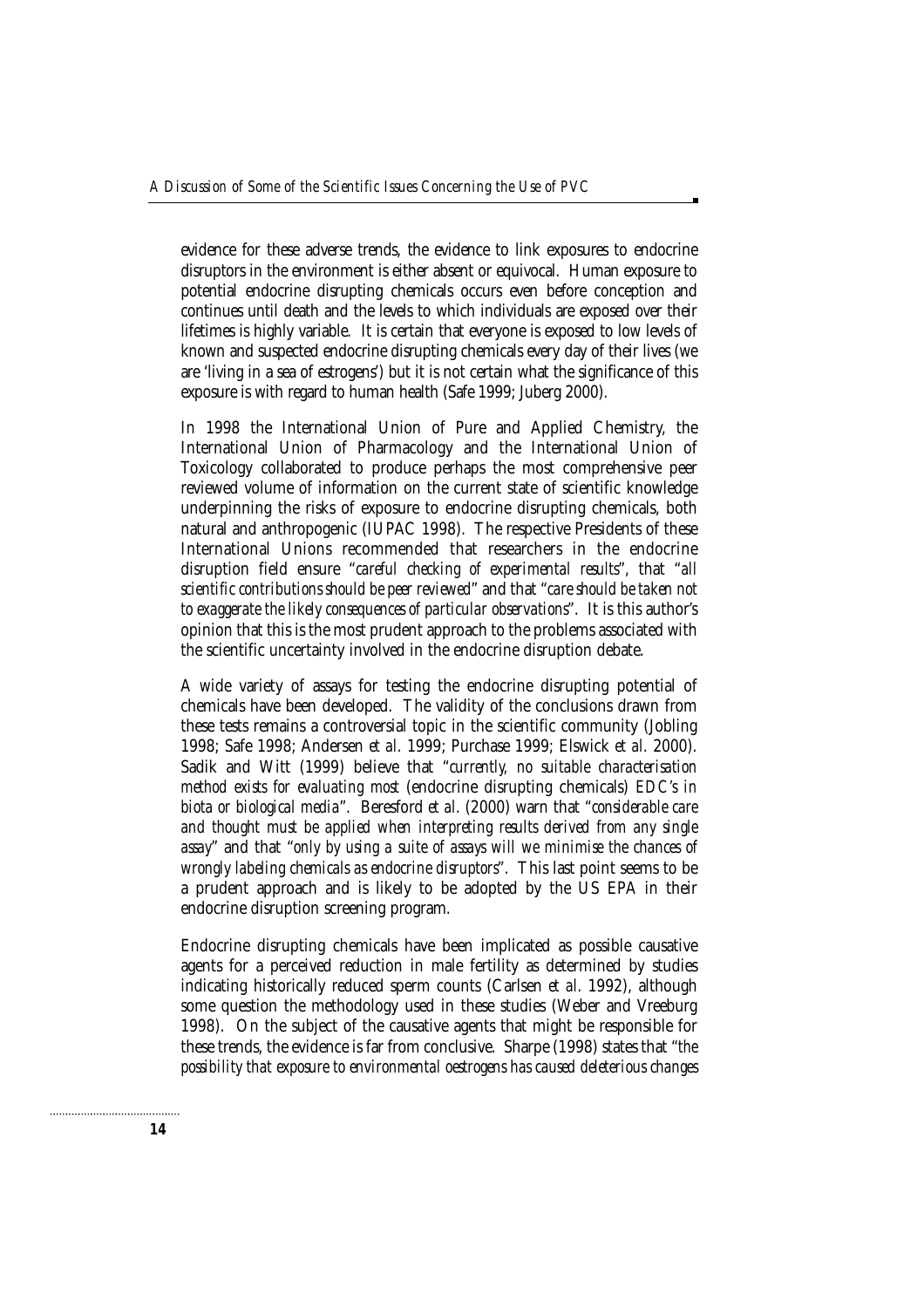evidence for these adverse trends, the evidence to link exposures to endocrine disruptors in the environment is either absent or equivocal. Human exposure to potential endocrine disrupting chemicals occurs even before conception and continues until death and the levels to which individuals are exposed over their lifetimes is highly variable. It is certain that everyone is exposed to low levels of known and suspected endocrine disrupting chemicals every day of their lives (we are 'living in a sea of estrogens') but it is not certain what the significance of this exposure is with regard to human health (Safe 1999; Juberg 2000).

In 1998 the International Union of Pure and Applied Chemistry, the International Union of Pharmacology and the International Union of Toxicology collaborated to produce perhaps the most comprehensive peer reviewed volume of information on the current state of scientific knowledge underpinning the risks of exposure to endocrine disrupting chemicals, both natural and anthropogenic (IUPAC 1998). The respective Presidents of these International Unions recommended that researchers in the endocrine disruption field ensure "*careful checking of experimental results*", that "*all scientific contributions should be peer reviewed*" and that "*care should be taken not to exaggerate the likely consequences of particular observations*". It is this author's opinion that this is the most prudent approach to the problems associated with the scientific uncertainty involved in the endocrine disruption debate.

A wide variety of assays for testing the endocrine disrupting potential of chemicals have been developed. The validity of the conclusions drawn from these tests remains a controversial topic in the scientific community (Jobling 1998; Safe 1998; Andersen *et al.* 1999; Purchase 1999; Elswick *et al.* 2000). Sadik and Witt (1999) believe that "*currently, no suitable characterisation method exists for evaluating most* (endocrine disrupting chemicals) *EDC's in biota or biological media*". Beresford *et al.* (2000) warn that "*considerable care and thought must be applied when interpreting results derived from any single assay*" and that "*only by using a suite of assays will we minimise the chances of wrongly labeling chemicals as endocrine disruptors*". This last point seems to be a prudent approach and is likely to be adopted by the US EPA in their endocrine disruption screening program.

Endocrine disrupting chemicals have been implicated as possible causative agents for a perceived reduction in male fertility as determined by studies indicating historically reduced sperm counts (Carlsen *et al.* 1992), although some question the methodology used in these studies (Weber and Vreeburg 1998). On the subject of the causative agents that might be responsible for these trends, the evidence is far from conclusive. Sharpe (1998) states that "*the possibility that exposure to environmental oestrogens has caused deleterious changes*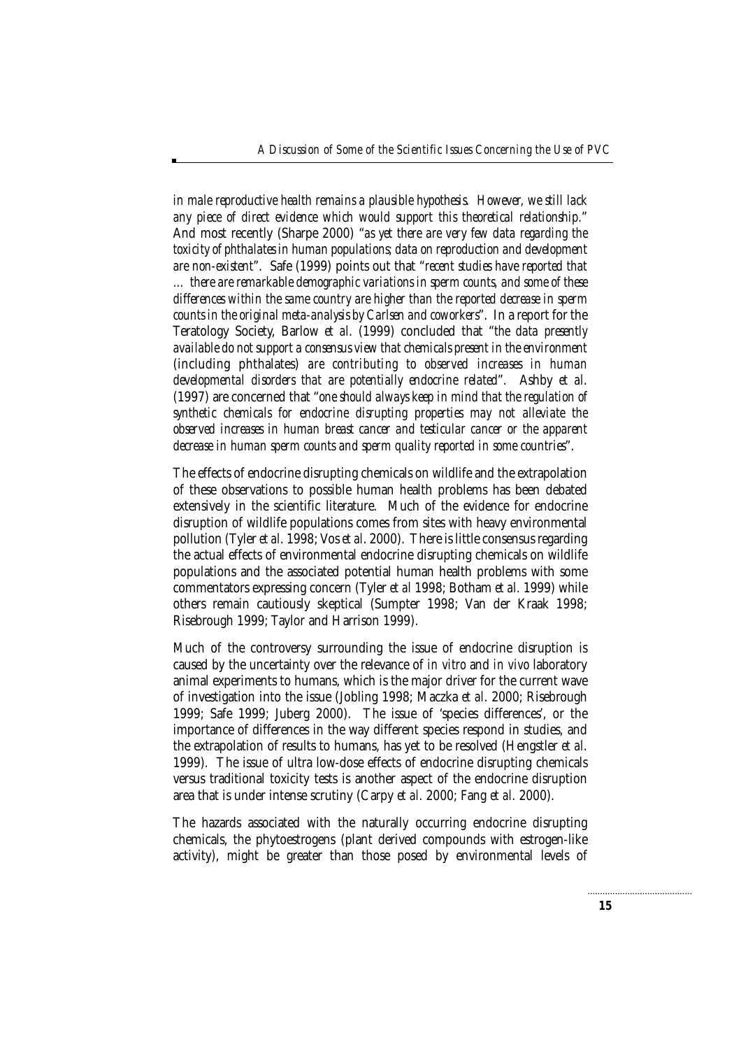*in male reproductive health remains a plausible hypothesis. However, we still lack any piece of direct evidence which would support this theoretical relationship*." And most recently (Sharpe 2000) "*as yet there are very few data regarding the toxicity of phthalates in human populations; data on reproduction and development are non-existent*". Safe (1999) points out that "*recent studies have reported that … there are remarkable demographic variations in sperm counts, and some of these differences within the same country are higher than the reported decrease in sperm counts in the original meta-analysis by Carlsen and coworkers*". In a report for the Teratology Society, Barlow *et al.* (1999) concluded that "*the data presently available do not support a consensus view that chemicals present in the environment* (including phthalates) *are contributing to observed increases in human developmental disorders that are potentially endocrine related*". Ashby *et al.* (1997) are concerned that "*one should always keep in mind that the regulation of synthetic chemicals for endocrine disrupting properties may not alleviate the observed increases in human breast cancer and testicular cancer or the apparent decrease in human sperm counts and sperm quality reported in some countries*".

The effects of endocrine disrupting chemicals on wildlife and the extrapolation of these observations to possible human health problems has been debated extensively in the scientific literature. Much of the evidence for endocrine disruption of wildlife populations comes from sites with heavy environmental pollution (Tyler *et al.* 1998; Vos *et al.* 2000). There is little consensus regarding the actual effects of environmental endocrine disrupting chemicals on wildlife populations and the associated potential human health problems with some commentators expressing concern (Tyler *et al* 1998; Botham *et al.* 1999) while others remain cautiously skeptical (Sumpter 1998; Van der Kraak 1998; Risebrough 1999; Taylor and Harrison 1999).

Much of the controversy surrounding the issue of endocrine disruption is caused by the uncertainty over the relevance of *in vitro* and *in vivo* laboratory animal experiments to humans, which is the major driver for the current wave of investigation into the issue (Jobling 1998; Maczka *et al.* 2000; Risebrough 1999; Safe 1999; Juberg 2000). The issue of 'species differences', or the importance of differences in the way different species respond in studies, and the extrapolation of results to humans, has yet to be resolved (Hengstler *et al.* 1999). The issue of ultra low-dose effects of endocrine disrupting chemicals versus traditional toxicity tests is another aspect of the endocrine disruption area that is under intense scrutiny (Carpy *et al.* 2000; Fang *et al.* 2000).

The hazards associated with the naturally occurring endocrine disrupting chemicals, the phytoestrogens (plant derived compounds with estrogen-like activity), might be greater than those posed by environmental levels of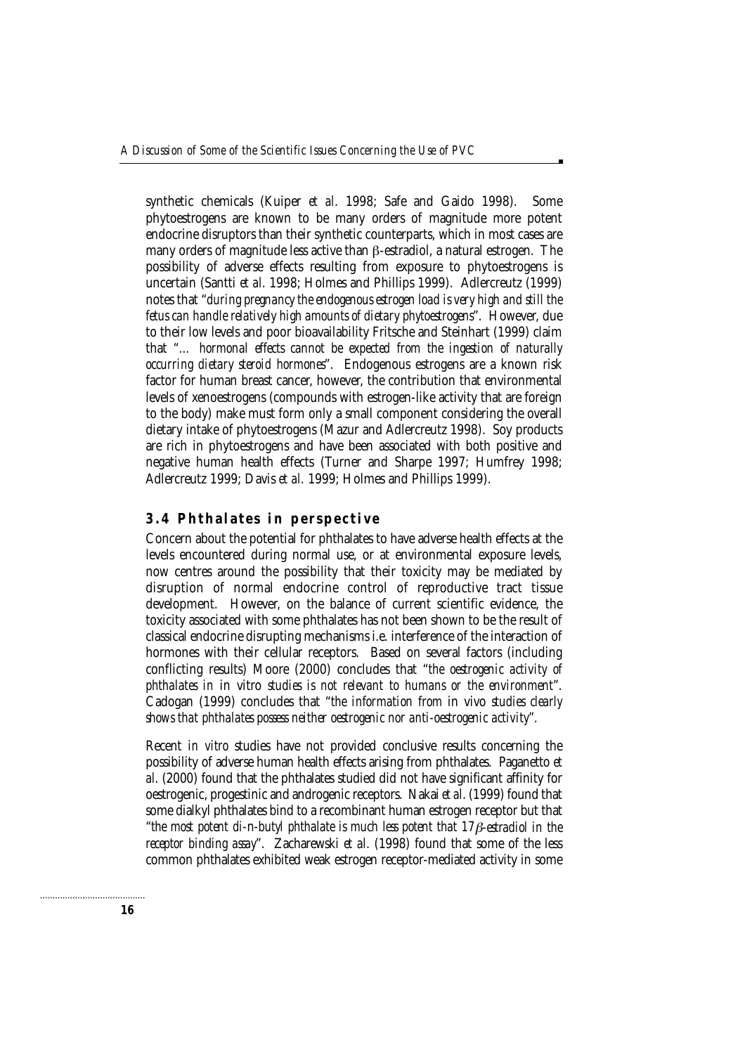synthetic chemicals (Kuiper *et al.* 1998; Safe and Gaido 1998). Some phytoestrogens are known to be many orders of magnitude more potent endocrine disruptors than their synthetic counterparts, which in most cases are many orders of magnitude less active than β-estradiol, a natural estrogen. The possibility of adverse effects resulting from exposure to phytoestrogens is uncertain (Santti *et al.* 1998; Holmes and Phillips 1999). Adlercreutz (1999) notes that "*during pregnancy the endogenous estrogen load is very high and still the fetus can handle relatively high amounts of dietary phytoestrogens*". However, due to their low levels and poor bioavailability Fritsche and Steinhart (1999) claim that "*… hormonal effects cannot be expected from the ingestion of naturally occurring dietary steroid hormones*". Endogenous estrogens are a known risk factor for human breast cancer, however, the contribution that environmental levels of xenoestrogens (compounds with estrogen-like activity that are foreign to the body) make must form only a small component considering the overall dietary intake of phytoestrogens (Mazur and Adlercreutz 1998). Soy products are rich in phytoestrogens and have been associated with both positive and negative human health effects (Turner and Sharpe 1997; Humfrey 1998; Adlercreutz 1999; Davis *et al.* 1999; Holmes and Phillips 1999).

## 3.4 Phthalates in perspective

Concern about the potential for phthalates to have adverse health effects at the levels encountered during normal use, or at environmental exposure levels, now centres around the possibility that their toxicity may be mediated by disruption of normal endocrine control of reproductive tract tissue development. However, on the balance of current scientific evidence, the toxicity associated with some phthalates has not been shown to be the result of classical endocrine disrupting mechanisms i.e. interference of the interaction of hormones with their cellular receptors. Based on several factors (including conflicting results) Moore (2000) concludes that "*the oestrogenic activity of phthalates in* in vitro *studies is not relevant to humans or the environment*". Cadogan (1999) concludes that "*the information from* in vivo *studies clearly shows that phthalates possess neither oestrogenic nor anti-oestrogenic activity*".

Recent *in vitro* studies have not provided conclusive results concerning the possibility of adverse human health effects arising from phthalates. Paganetto *et al.* (2000) found that the phthalates studied did not have significant affinity for oestrogenic, progestinic and androgenic receptors. Nakai *et al.* (1999) found that some dialkyl phthalates bind to a recombinant human estrogen receptor but that "*the most potent di-n-butyl phthalate is much less potent that 17β-estradiol in the receptor binding assay*". Zacharewski *et al.* (1998) found that some of the less common phthalates exhibited weak estrogen receptor-mediated activity in some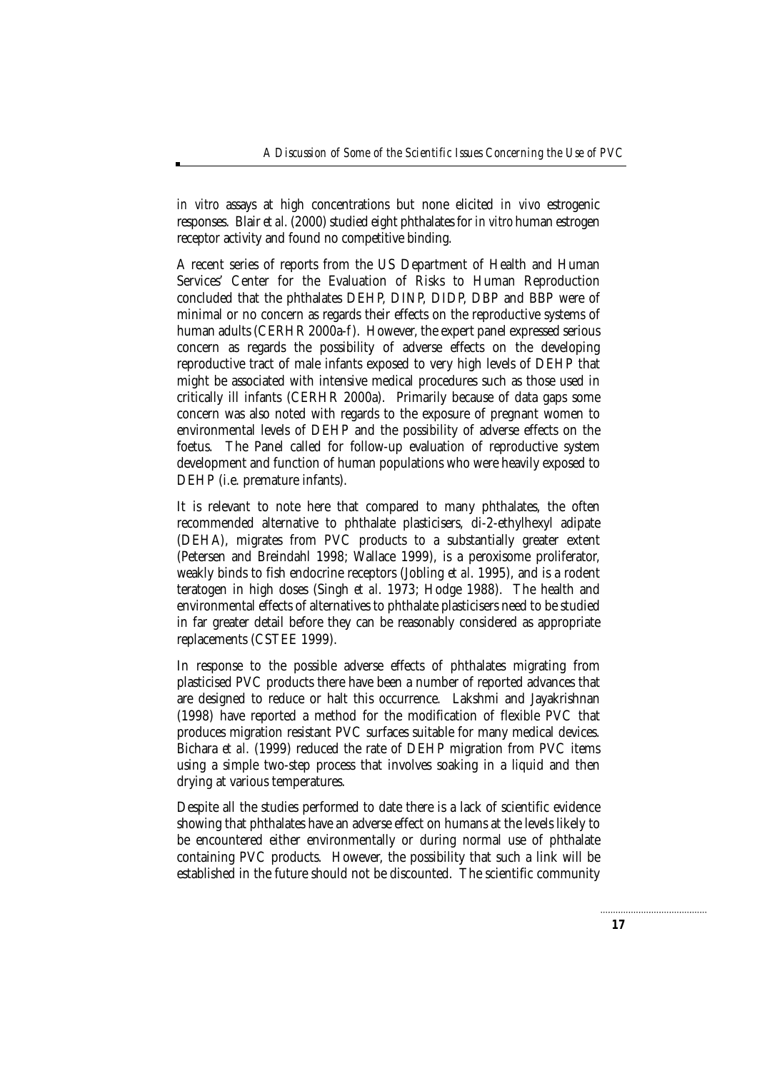*in vitro* assays at high concentrations but none elicited *in vivo* estrogenic responses. Blair *et al*. (2000) studied eight phthalates for *in vitro* human estrogen receptor activity and found no competitive binding.

A recent series of reports from the US Department of Health and Human Services' Center for the Evaluation of Risks to Human Reproduction concluded that the phthalates DEHP, DINP, DIDP, DBP and BBP were of minimal or no concern as regards their effects on the reproductive systems of human adults (CERHR 2000a-f). However, the expert panel expressed serious concern as regards the possibility of adverse effects on the developing reproductive tract of male infants exposed to very high levels of DEHP that might be associated with intensive medical procedures such as those used in critically ill infants (CERHR 2000a). Primarily because of data gaps some concern was also noted with regards to the exposure of pregnant women to environmental levels of DEHP and the possibility of adverse effects on the foetus. The Panel called for follow-up evaluation of reproductive system development and function of human populations who were heavily exposed to DEHP (i.e. premature infants).

It is relevant to note here that compared to many phthalates, the often recommended alternative to phthalate plasticisers, di-2-ethylhexyl adipate (DEHA), migrates from PVC products to a substantially greater extent (Petersen and Breindahl 1998; Wallace 1999), is a peroxisome proliferator, weakly binds to fish endocrine receptors (Jobling *et al*. 1995), and is a rodent teratogen in high doses (Singh *et al*. 1973; Hodge 1988). The health and environmental effects of alternatives to phthalate plasticisers need to be studied in far greater detail before they can be reasonably considered as appropriate replacements (CSTEE 1999).

In response to the possible adverse effects of phthalates migrating from plasticised PVC products there have been a number of reported advances that are designed to reduce or halt this occurrence. Lakshmi and Jayakrishnan (1998) have reported a method for the modification of flexible PVC that produces migration resistant PVC surfaces suitable for many medical devices. Bichara *et al*. (1999) reduced the rate of DEHP migration from PVC items using a simple two-step process that involves soaking in a liquid and then drying at various temperatures.

Despite all the studies performed to date there is a lack of scientific evidence showing that phthalates have an adverse effect on humans at the levels likely to be encountered either environmentally or during normal use of phthalate containing PVC products. However, the possibility that such a link will be established in the future should not be discounted. The scientific community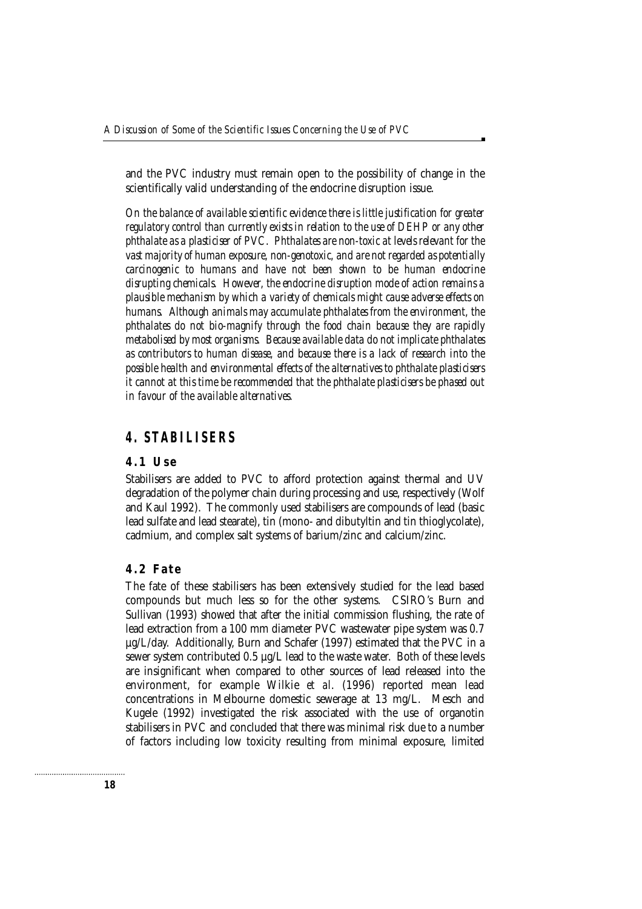and the PVC industry must remain open to the possibility of change in the scientifically valid understanding of the endocrine disruption issue.

*On the balance of available scientific evidence there is little justification for greater regulatory control than currently exists in relation to the use of DEHP or any other phthalate as a plasticiser of PVC. Phthalates are non-toxic at levels relevant for the vast majority of human exposure, non-genotoxic, and are not regarded as potentially carcinogenic to humans and have not been shown to be human endocrine disrupting chemicals. However, the endocrine disruption mode of action remains a plausible mechanism by which a variety of chemicals might cause adverse effects on humans. Although animals may accumulate phthalates from the environment, the phthalates do not bio-magnify through the food chain because they are rapidly metabolised by most organisms. Because available data do not implicate phthalates as contributors to human disease, and because there is a lack of research into the possible health and environmental effects of the alternatives to phthalate plasticisers it cannot at this time be recommended that the phthalate plasticisers be phased out in favour of the available alternatives.*

## 4. STABILISERS

### 4.1 Use

Stabilisers are added to PVC to afford protection against thermal and UV degradation of the polymer chain during processing and use, respectively (Wolf and Kaul 1992). The commonly used stabilisers are compounds of lead (basic lead sulfate and lead stearate), tin (mono- and dibutyltin and tin thioglycolate), cadmium, and complex salt systems of barium/zinc and calcium/zinc.

### 4.2 Fate

The fate of these stabilisers has been extensively studied for the lead based compounds but much less so for the other systems. CSIRO's Burn and Sullivan (1993) showed that after the initial commission flushing, the rate of lead extraction from a 100 mm diameter PVC wastewater pipe system was 0.7 µg/L/day. Additionally, Burn and Schafer (1997) estimated that the PVC in a sewer system contributed 0.5 µg/L lead to the waste water. Both of these levels are insignificant when compared to other sources of lead released into the environment, for example Wilkie *et al.* (1996) reported mean lead concentrations in Melbourne domestic sewerage at 13 mg/L. Mesch and Kugele (1992) investigated the risk associated with the use of organotin stabilisers in PVC and concluded that there was minimal risk due to a number of factors including low toxicity resulting from minimal exposure, limited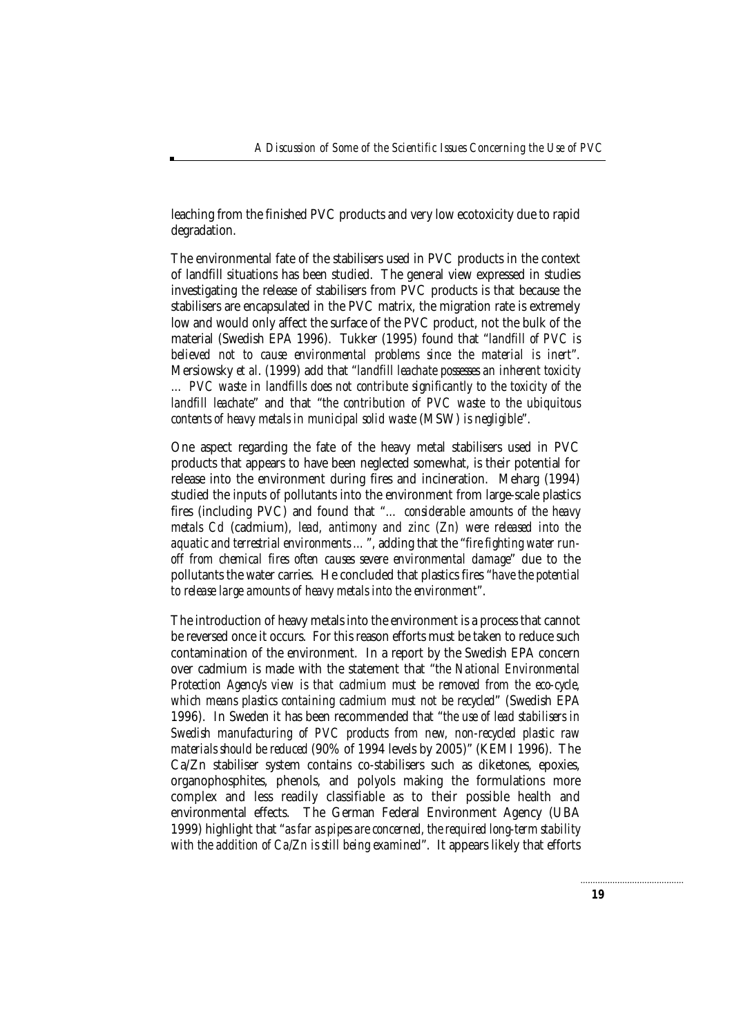leaching from the finished PVC products and very low ecotoxicity due to rapid degradation.

The environmental fate of the stabilisers used in PVC products in the context of landfill situations has been studied. The general view expressed in studies investigating the release of stabilisers from PVC products is that because the stabilisers are encapsulated in the PVC matrix, the migration rate is extremely low and would only affect the surface of the PVC product, not the bulk of the material (Swedish EPA 1996). Tukker (1995) found that "*landfill of PVC is believed not to cause environmental problems since the material is inert*". Mersiowsky *et al.* (1999) add that "*landfill leachate possesses an inherent toxicity … PVC waste in landfills does not contribute significantly to the toxicity of the landfill leachate*" and that "*the contribution of PVC waste to the ubiquitous contents of heavy metals in municipal solid waste (MSW) is negligible*".

One aspect regarding the fate of the heavy metal stabilisers used in PVC products that appears to have been neglected somewhat, is their potential for release into the environment during fires and incineration. Meharg (1994) studied the inputs of pollutants into the environment from large-scale plastics fires (including PVC) and found that "*… considerable amounts of the heavy metals Cd* (cadmium), *lead, antimony and zinc (Zn) were released into the aquatic and terrestrial environments …*", adding that the "*fire fighting water run-off from chemical fires often causes severe environmental damage*" due to the pollutants the water carries. He concluded that plastics fires "*have the potential to release large amounts of heavy metals into the environment*".

The introduction of heavy metals into the environment is a process that cannot be reversed once it occurs. For this reason efforts must be taken to reduce such contamination of the environment. In a report by the Swedish EPA concern over cadmium is made with the statement that "*the National Environmental Protection Agency's view is that cadmium must be removed from the eco-cycle, which means plastics containing cadmium must not be recycled*" (Swedish EPA 1996). In Sweden it has been recommended that "*the use of lead stabilisers in Swedish manufacturing of PVC products from new, non-recycled plastic raw materials should be reduced* (90% of 1994 levels by 2005)" (KEMI 1996). The Ca/Zn stabiliser system contains co-stabilisers such as diketones, epoxies, organophosphites, phenols, and polyols making the formulations more complex and less readily classifiable as to their possible health and environmental effects. The German Federal Environment Agency (UBA 1999) highlight that "*as far as pipes are concerned, the required long-term stability with the addition of Ca/Zn is still being examined*". It appears likely that efforts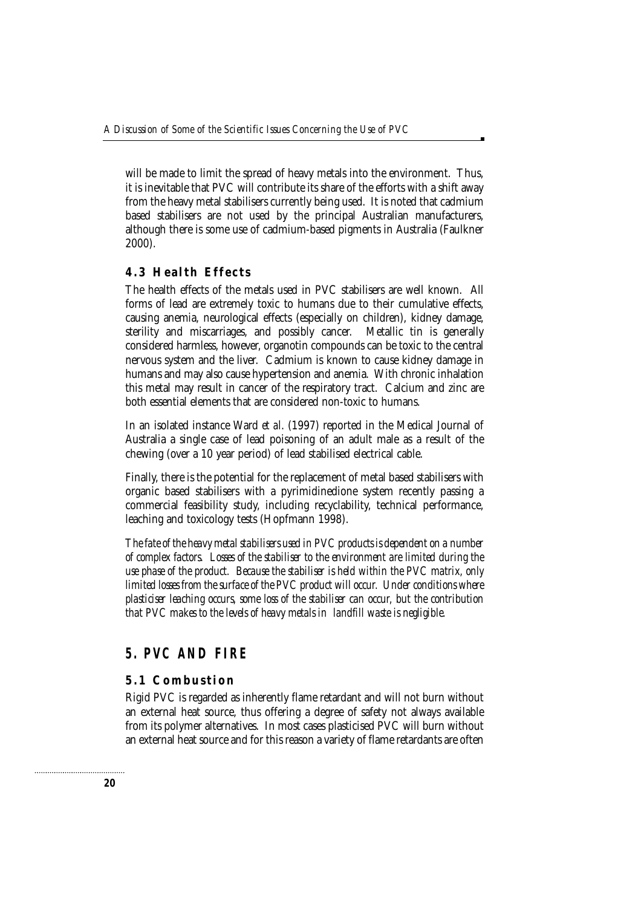will be made to limit the spread of heavy metals into the environment. Thus, it is inevitable that PVC will contribute its share of the efforts with a shift away from the heavy metal stabilisers currently being used. It is noted that cadmium based stabilisers are not used by the principal Australian manufacturers, although there is some use of cadmium-based pigments in Australia (Faulkner 2000).

### 4.3 Health Effects

The health effects of the metals used in PVC stabilisers are well known. All forms of lead are extremely toxic to humans due to their cumulative effects, causing anemia, neurological effects (especially on children), kidney damage, sterility and miscarriages, and possibly cancer. Metallic tin is generally considered harmless, however, organotin compounds can be toxic to the central nervous system and the liver. Cadmium is known to cause kidney damage in humans and may also cause hypertension and anemia. With chronic inhalation this metal may result in cancer of the respiratory tract. Calcium and zinc are both essential elements that are considered non-toxic to humans.

In an isolated instance Ward *et al*. (1997) reported in the Medical Journal of Australia a single case of lead poisoning of an adult male as a result of the chewing (over a 10 year period) of lead stabilised electrical cable.

Finally, there is the potential for the replacement of metal based stabilisers with organic based stabilisers with a pyrimidinedione system recently passing a commercial feasibility study, including recyclability, technical performance, leaching and toxicology tests (Hopfmann 1998).

*The fate of the heavy metal stabilisers used in PVC products is dependent on a number of complex factors. Losses of the stabiliser to the environment are limited during the use phase of the product. Because the stabiliser is held within the PVC matrix, only limited losses from the surface of the PVC product will occur. Under conditions where plasticiser leaching occurs, some loss of the stabiliser can occur, but the contribution that PVC makes to the levels of heavy metals in landfill waste is negligible.*

## 5. PVC AND FIRE

### 5.1 Combustion

Rigid PVC is regarded as inherently flame retardant and will not burn without an external heat source, thus offering a degree of safety not always available from its polymer alternatives. In most cases plasticised PVC will burn without an external heat source and for this reason a variety of flame retardants are often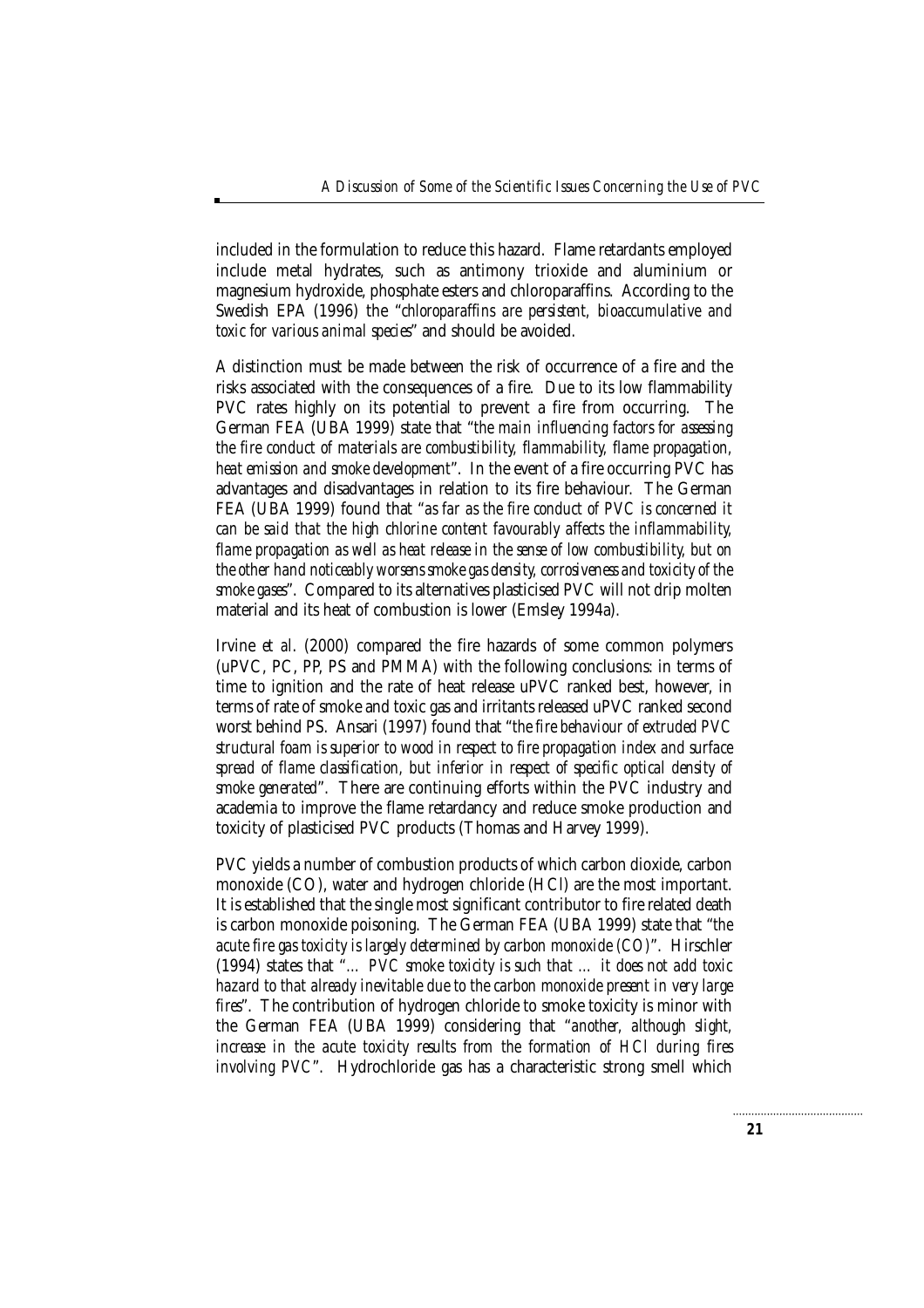included in the formulation to reduce this hazard. Flame retardants employed include metal hydrates, such as antimony trioxide and aluminium or magnesium hydroxide, phosphate esters and chloroparaffins. According to the Swedish EPA (1996) the "*chloroparaffins are persistent, bioaccumulative and toxic for various animal species*" and should be avoided.

A distinction must be made between the risk of occurrence of a fire and the risks associated with the consequences of a fire. Due to its low flammability PVC rates highly on its potential to prevent a fire from occurring. The German FEA (UBA 1999) state that "*the main influencing factors for assessing the fire conduct of materials are combustibility, flammability, flame propagation, heat emission and smoke development*". In the event of a fire occurring PVC has advantages and disadvantages in relation to its fire behaviour. The German FEA (UBA 1999) found that "*as far as the fire conduct of PVC is concerned it can be said that the high chlorine content favourably affects the inflammability, flame propagation as well as heat release in the sense of low combustibility, but on the other hand noticeably worsens smoke gas density, corrosiveness and toxicity of the smoke gases*". Compared to its alternatives plasticised PVC will not drip molten material and its heat of combustion is lower (Emsley 1994a).

Irvine *et al.* (2000) compared the fire hazards of some common polymers (uPVC, PC, PP, PS and PMMA) with the following conclusions: in terms of time to ignition and the rate of heat release uPVC ranked best, however, in terms of rate of smoke and toxic gas and irritants released uPVC ranked second worst behind PS. Ansari (1997) found that "*the fire behaviour of extruded PVC structural foam is superior to wood in respect to fire propagation index and surface spread of flame classification, but inferior in respect of specific optical density of smoke generated*". There are continuing efforts within the PVC industry and academia to improve the flame retardancy and reduce smoke production and toxicity of plasticised PVC products (Thomas and Harvey 1999).

PVC yields a number of combustion products of which carbon dioxide, carbon monoxide (CO), water and hydrogen chloride (HCl) are the most important. It is established that the single most significant contributor to fire related death is carbon monoxide poisoning. The German FEA (UBA 1999) state that "*the acute fire gas toxicity is largely determined by carbon monoxide (CO)*". Hirschler (1994) states that "*… PVC smoke toxicity is such that … it does not add toxic hazard to that already inevitable due to the carbon monoxide present in very large fires*". The contribution of hydrogen chloride to smoke toxicity is minor with the German FEA (UBA 1999) considering that "*another, although slight, increase in the acute toxicity results from the formation of HCl during fires involving PVC*". Hydrochloride gas has a characteristic strong smell which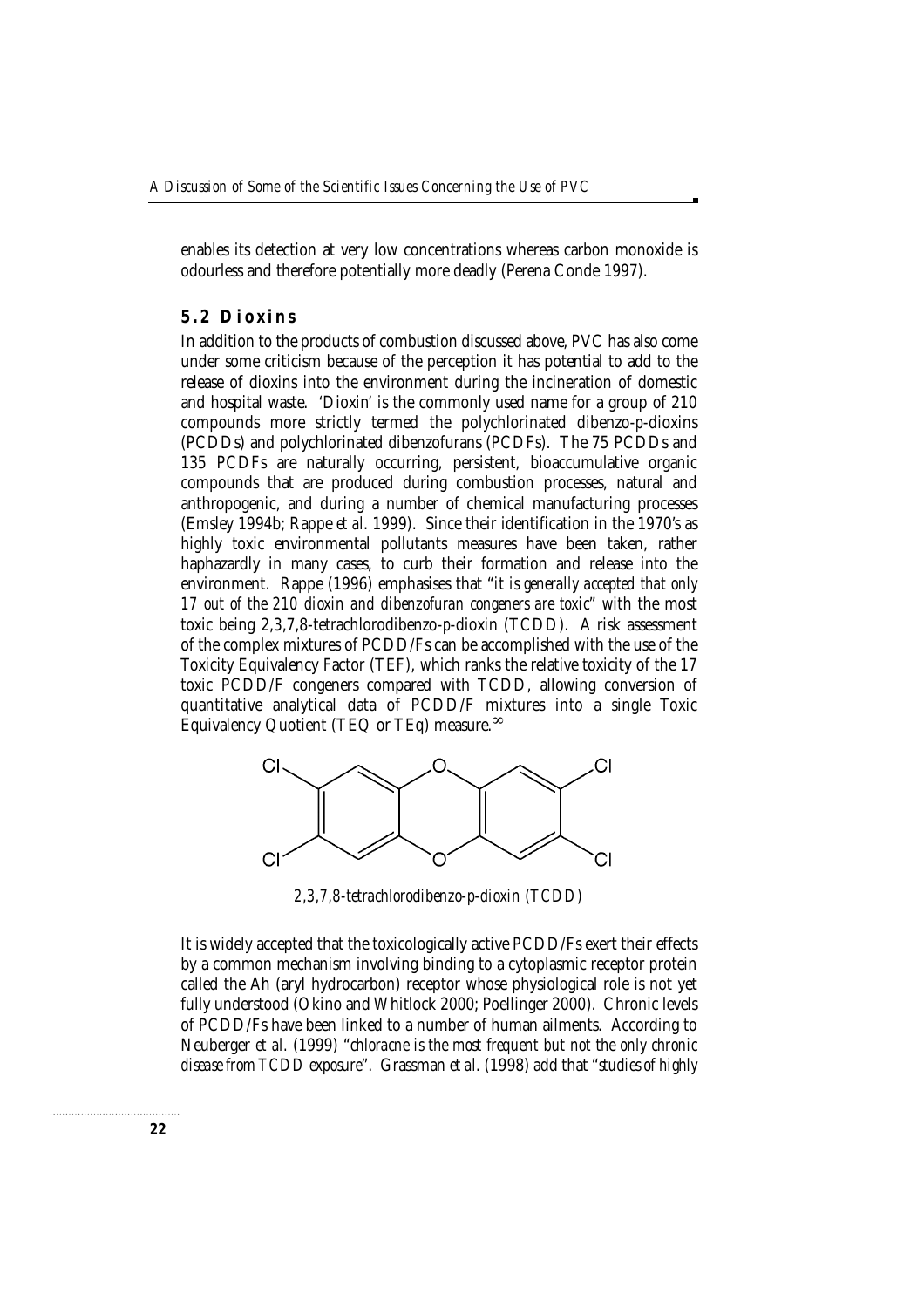enables its detection at very low concentrations whereas carbon monoxide is odourless and therefore potentially more deadly (Perena Conde 1997).

## 5.2 Dioxins

In addition to the products of combustion discussed above, PVC has also come under some criticism because of the perception it has potential to add to the release of dioxins into the environment during the incineration of domestic and hospital waste. 'Dioxin' is the commonly used name for a group of 210 compounds more strictly termed the polychlorinated dibenzo-*p*-dioxins (PCDDs) and polychlorinated dibenzofurans (PCDFs). The 75 PCDDs and 135 PCDFs are naturally occurring, persistent, bioaccumulative organic compounds that are produced during combustion processes, natural and anthropogenic, and during a number of chemical manufacturing processes (Emsley 1994b; Rappe *et al.* 1999). Since their identification in the 1970's as highly toxic environmental pollutants measures have been taken, rather haphazardly in many cases, to curb their formation and release into the environment. Rappe (1996) emphasises that "*it is generally accepted that only 17 out of the 210 dioxin and dibenzofuran congeners are toxic*" with the most toxic being 2,3,7,8-tetrachlorodibenzo-p-dioxin (TCDD). A risk assessment of the complex mixtures of PCDD/Fs can be accomplished with the use of the Toxicity Equivalency Factor (TEF), which ranks the relative toxicity of the 17 toxic PCDD/F congeners compared with TCDD, allowing conversion of quantitative analytical data of PCDD/F mixtures into a single Toxic Equivalency Quotient (TEQ or TEq) measure.[∞]

*2,3,7,8-tetrachlorodibenzo-p-dioxin (TCDD)*

It is widely accepted that the toxicologically active PCDD/Fs exert their effects by a common mechanism involving binding to a cytoplasmic receptor protein called the Ah (aryl hydrocarbon) receptor whose physiological role is not yet fully understood (Okino and Whitlock 2000; Poellinger 2000). Chronic levels of PCDD/Fs have been linked to a number of human ailments. According to Neuberger *et al.* (1999) "*chloracne is the most frequent but not the only chronic disease from TCDD exposure*". Grassman *et al.* (1998) add that "*studies of highly*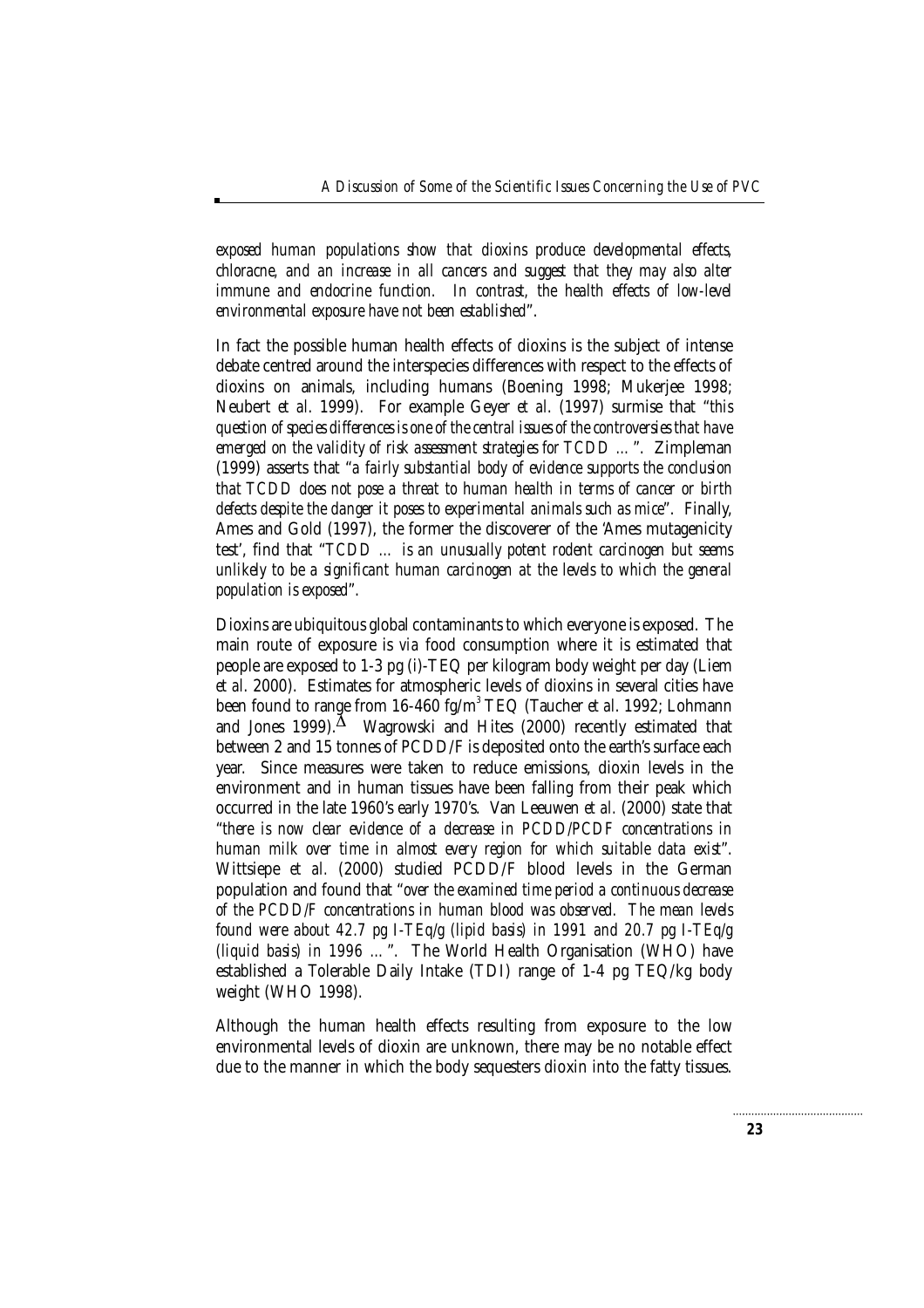*exposed human populations show that dioxins produce developmental effects, chloracne, and an increase in all cancers and suggest that they may also alter immune and endocrine function. In contrast, the health effects of low-level environmental exposure have not been established*".

In fact the possible human health effects of dioxins is the subject of intense debate centred around the interspecies differences with respect to the effects of dioxins on animals, including humans (Boening 1998; Mukerjee 1998; Neubert *et al.* 1999). For example Geyer *et al.* (1997) surmise that "*this question of species differences is one of the central issues of the controversies that have emerged on the validity of risk assessment strategies for TCDD …*". Zimpleman (1999) asserts that "*a fairly substantial body of evidence supports the conclusion that TCDD does not pose a threat to human health in terms of cancer or birth defects despite the danger it poses to experimental animals such as mice*". Finally, Ames and Gold (1997), the former the discoverer of the 'Ames mutagenicity test', find that "*TCDD … is an unusually potent rodent carcinogen but seems unlikely to be a significant human carcinogen at the levels to which the general population is exposed*".

Dioxins are ubiquitous global contaminants to which everyone is exposed. The main route of exposure is *via* food consumption where it is estimated that people are exposed to 1-3 pg (i)-TEQ per kilogram body weight per day (Liem *et al.* 2000). Estimates for atmospheric levels of dioxins in several cities have been found to range from 16-460 fg/m$^3$ TEQ (Taucher *et al.* 1992; Lohmann and Jones 1999).$^{\Delta}$ Wagrowski and Hites (2000) recently estimated that between 2 and 15 tonnes of PCDD/F is deposited onto the earth's surface each year. Since measures were taken to reduce emissions, dioxin levels in the environment and in human tissues have been falling from their peak which occurred in the late 1960's early 1970's. Van Leeuwen *et al.* (2000) state that "*there is now clear evidence of a decrease in PCDD/PCDF concentrations in human milk over time in almost every region for which suitable data exist*". Wittsiepe *et al.* (2000) studied PCDD/F blood levels in the German population and found that "*over the examined time period a continuous decrease of the PCDD/F concentrations in human blood was observed. The mean levels found were about 42.7 pg I-TEq/g (lipid basis) in 1991 and 20.7 pg I-TEq/g (liquid basis) in 1996 …*". The World Health Organisation (WHO) have established a Tolerable Daily Intake (TDI) range of 1-4 pg TEQ/kg body weight (WHO 1998).

Although the human health effects resulting from exposure to the low environmental levels of dioxin are unknown, there may be no notable effect due to the manner in which the body sequesters dioxin into the fatty tissues.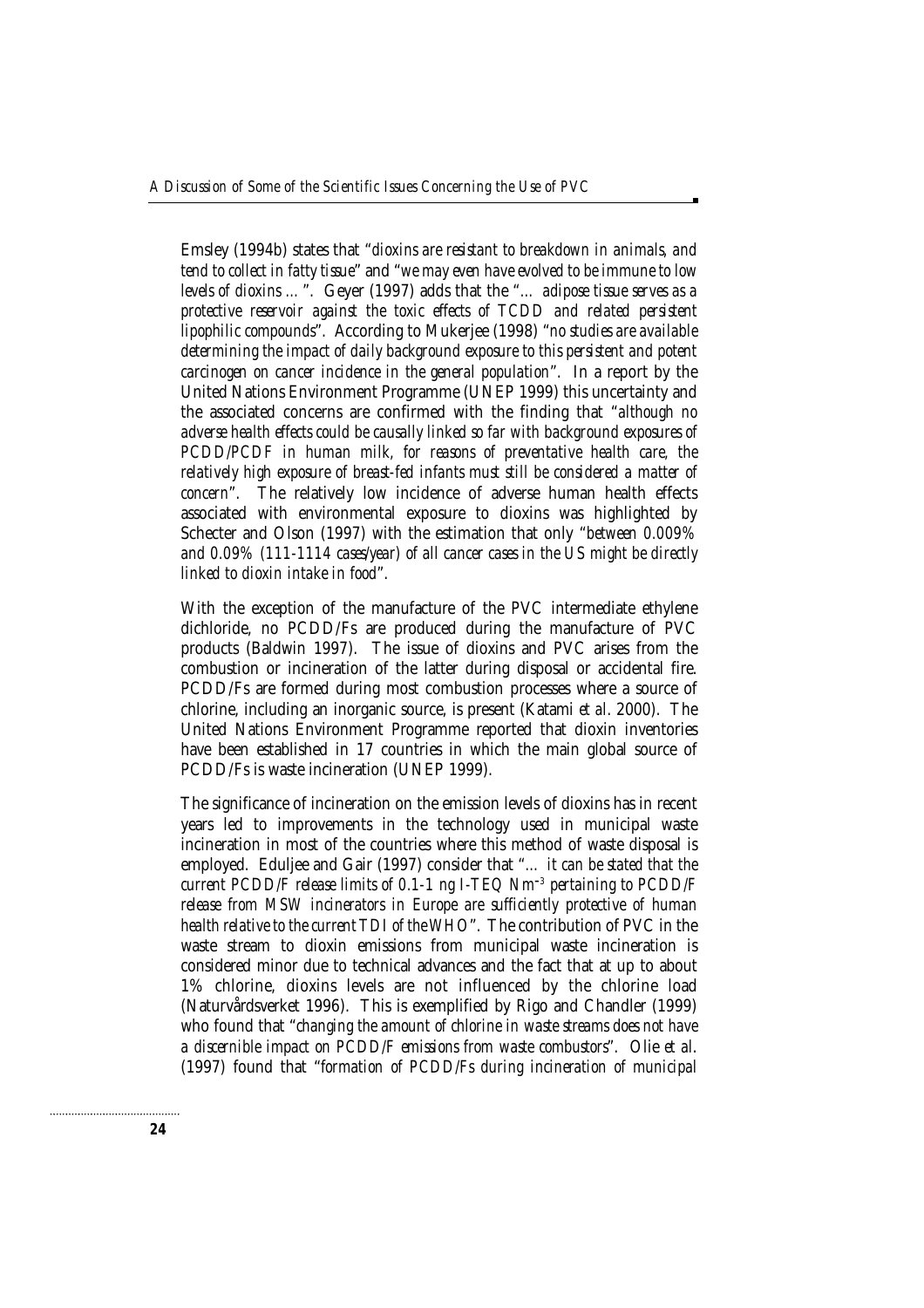Emsley (1994b) states that "*dioxins are resistant to breakdown in animals, and tend to collect in fatty tissue*" and "*we may even have evolved to be immune to low levels of dioxins …*". Geyer (1997) adds that the "*… adipose tissue serves as a protective reservoir against the toxic effects of TCDD and related persistent lipophilic compounds*". According to Mukerjee (1998) "*no studies are available determining the impact of daily background exposure to this persistent and potent carcinogen on cancer incidence in the general population*". In a report by the United Nations Environment Programme (UNEP 1999) this uncertainty and the associated concerns are confirmed with the finding that "*although no adverse health effects could be causally linked so far with background exposures of PCDD/PCDF in human milk, for reasons of preventative health care, the relatively high exposure of breast-fed infants must still be considered a matter of concern*". The relatively low incidence of adverse human health effects associated with environmental exposure to dioxins was highlighted by Schecter and Olson (1997) with the estimation that only "*between 0.009% and 0.09% (111-1114 cases/year) of all cancer cases in the US might be directly linked to dioxin intake in food*".

With the exception of the manufacture of the PVC intermediate ethylene dichloride, no PCDD/Fs are produced during the manufacture of PVC products (Baldwin 1997). The issue of dioxins and PVC arises from the combustion or incineration of the latter during disposal or accidental fire. PCDD/Fs are formed during most combustion processes where a source of chlorine, including an inorganic source, is present (Katami *et al.* 2000). The United Nations Environment Programme reported that dioxin inventories have been established in 17 countries in which the main global source of PCDD/Fs is waste incineration (UNEP 1999).

The significance of incineration on the emission levels of dioxins has in recent years led to improvements in the technology used in municipal waste incineration in most of the countries where this method of waste disposal is employed. Eduljee and Gair (1997) consider that "*… it can be stated that the current PCDD/F release limits of 0.1-1 ng I-TEQ Nm$^{-3}$ pertaining to PCDD/F release from MSW incinerators in Europe are sufficiently protective of human health relative to the current TDI of the WHO*". The contribution of PVC in the waste stream to dioxin emissions from municipal waste incineration is considered minor due to technical advances and the fact that at up to about 1% chlorine, dioxins levels are not influenced by the chlorine load (Naturvårdsverket 1996). This is exemplified by Rigo and Chandler (1999) who found that "*changing the amount of chlorine in waste streams does not have a discernible impact on PCDD/F emissions from waste combustors*". Olie *et al.* (1997) found that "*formation of PCDD/Fs during incineration of municipal*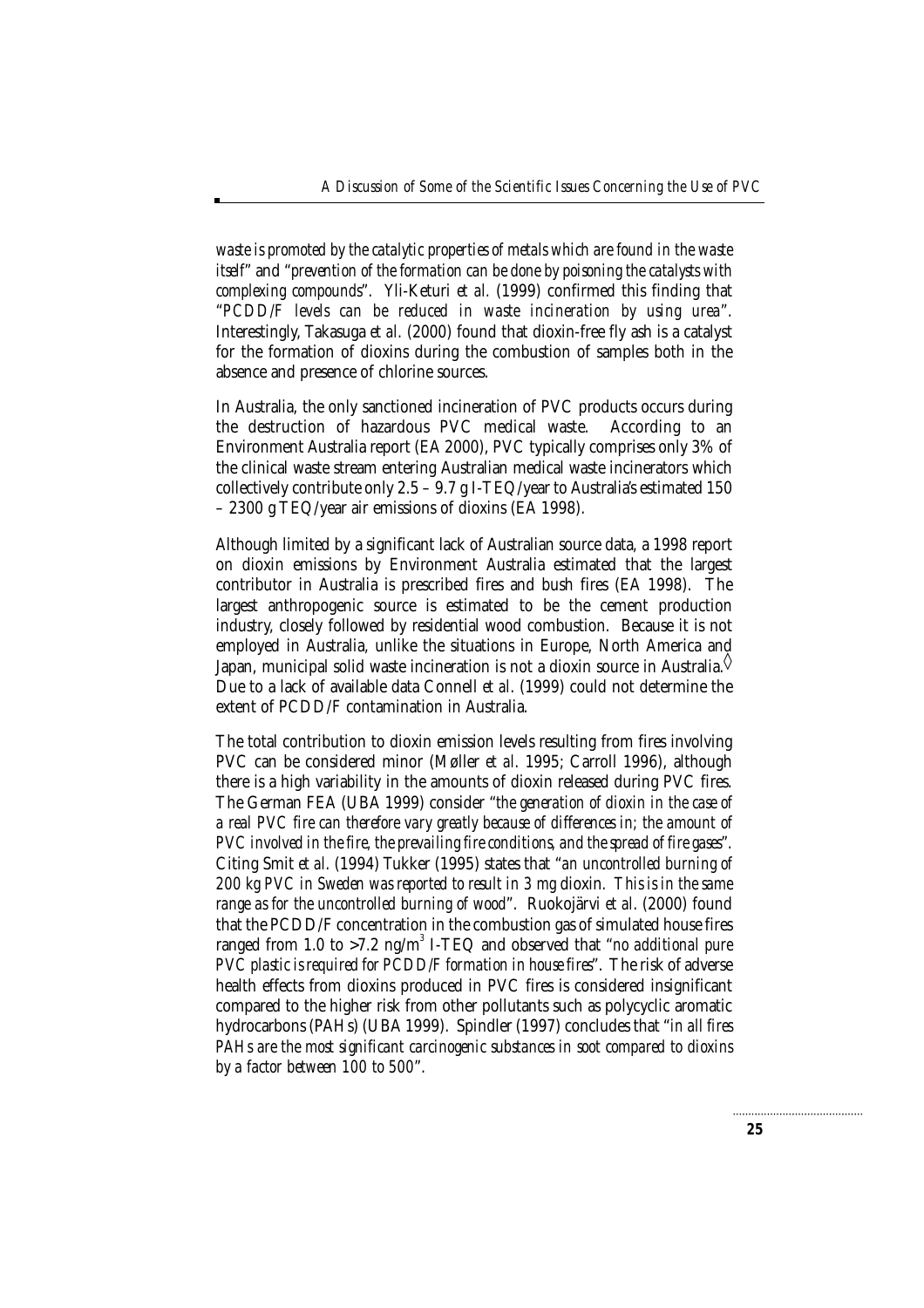*waste is promoted by the catalytic properties of metals which are found in the waste itself*" and "*prevention of the formation can be done by poisoning the catalysts with complexing compounds*". Yli-Keturi *et al.* (1999) confirmed this finding that "*PCDD/F levels can be reduced in waste incineration by using urea*". Interestingly, Takasuga *et al.* (2000) found that dioxin-free fly ash is a catalyst for the formation of dioxins during the combustion of samples both in the absence and presence of chlorine sources.

In Australia, the only sanctioned incineration of PVC products occurs during the destruction of hazardous PVC medical waste. According to an Environment Australia report (EA 2000), PVC typically comprises only 3% of the clinical waste stream entering Australian medical waste incinerators which collectively contribute only 2.5 – 9.7 g I-TEQ/year to Australia's estimated 150 – 2300 g TEQ/year air emissions of dioxins (EA 1998).

Although limited by a significant lack of Australian source data, a 1998 report on dioxin emissions by Environment Australia estimated that the largest contributor in Australia is prescribed fires and bush fires (EA 1998). The largest anthropogenic source is estimated to be the cement production industry, closely followed by residential wood combustion. Because it is not employed in Australia, unlike the situations in Europe, North America and Japan, municipal solid waste incineration is not a dioxin source in Australia.◊ Due to a lack of available data Connell *et al.* (1999) could not determine the extent of PCDD/F contamination in Australia.

The total contribution to dioxin emission levels resulting from fires involving PVC can be considered minor (Møller *et al.* 1995; Carroll 1996), although there is a high variability in the amounts of dioxin released during PVC fires. The German FEA (UBA 1999) consider "*the generation of dioxin in the case of a real PVC fire can therefore vary greatly because of differences in; the amount of PVC involved in the fire, the prevailing fire conditions, and the spread of fire gases*". Citing Smit *et al.* (1994) Tukker (1995) states that "*an uncontrolled burning of 200 kg PVC in Sweden was reported to result in 3 mg dioxin. This is in the same range as for the uncontrolled burning of wood*". Ruokojärvi *et al.* (2000) found that the PCDD/F concentration in the combustion gas of simulated house fires ranged from 1.0 to >7.2 ng/m$^3$ I-TEQ and observed that "*no additional pure PVC plastic is required for PCDD/F formation in house fires*". The risk of adverse health effects from dioxins produced in PVC fires is considered insignificant compared to the higher risk from other pollutants such as polycyclic aromatic hydrocarbons (PAHs) (UBA 1999). Spindler (1997) concludes that "*in all fires PAHs are the most significant carcinogenic substances in soot compared to dioxins by a factor between 100 to 500*".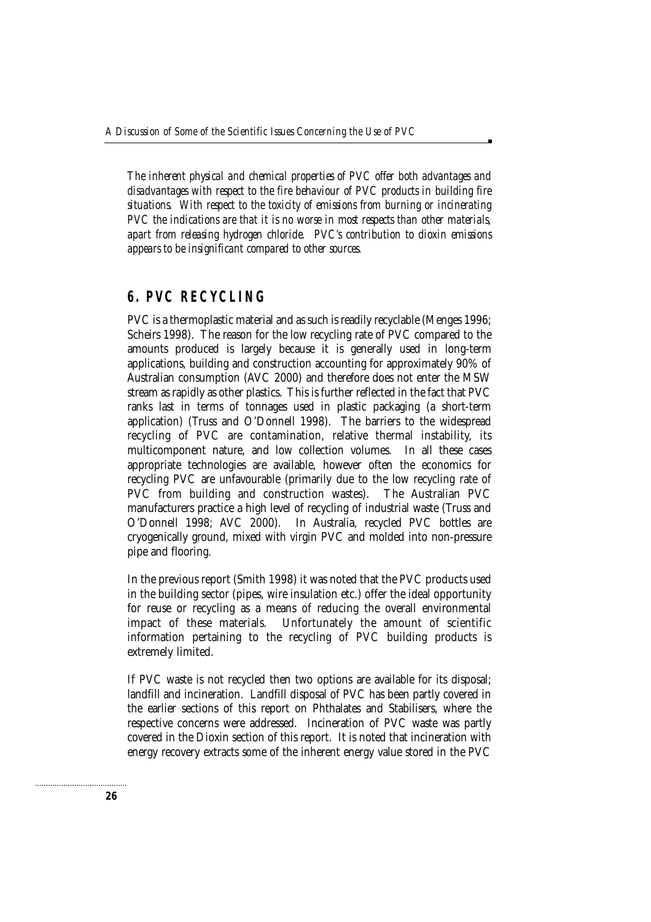*The inherent physical and chemical properties of PVC offer both advantages and disadvantages with respect to the fire behaviour of PVC products in building fire situations. With respect to the toxicity of emissions from burning or incinerating PVC the indications are that it is no worse in most respects than other materials, apart from releasing hydrogen chloride. PVC's contribution to dioxin emissions appears to be insignificant compared to other sources.*

## 6. PVC RECYCLING

PVC is a thermoplastic material and as such is readily recyclable (Menges 1996; Scheirs 1998). The reason for the low recycling rate of PVC compared to the amounts produced is largely because it is generally used in long-term applications, building and construction accounting for approximately 90% of Australian consumption (AVC 2000) and therefore does not enter the MSW stream as rapidly as other plastics. This is further reflected in the fact that PVC ranks last in terms of tonnages used in plastic packaging (a short-term application) (Truss and O'Donnell 1998). The barriers to the widespread recycling of PVC are contamination, relative thermal instability, its multicomponent nature, and low collection volumes. In all these cases appropriate technologies are available, however often the economics for recycling PVC are unfavourable (primarily due to the low recycling rate of PVC from building and construction wastes). The Australian PVC manufacturers practice a high level of recycling of industrial waste (Truss and O'Donnell 1998; AVC 2000). In Australia, recycled PVC bottles are cryogenically ground, mixed with virgin PVC and molded into non-pressure pipe and flooring.

In the previous report (Smith 1998) it was noted that the PVC products used in the building sector (pipes, wire insulation etc.) offer the ideal opportunity for reuse or recycling as a means of reducing the overall environmental impact of these materials. Unfortunately the amount of scientific information pertaining to the recycling of PVC building products is extremely limited.

If PVC waste is not recycled then two options are available for its disposal; landfill and incineration. Landfill disposal of PVC has been partly covered in the earlier sections of this report on Phthalates and Stabilisers, where the respective concerns were addressed. Incineration of PVC waste was partly covered in the Dioxin section of this report. It is noted that incineration with energy recovery extracts some of the inherent energy value stored in the PVC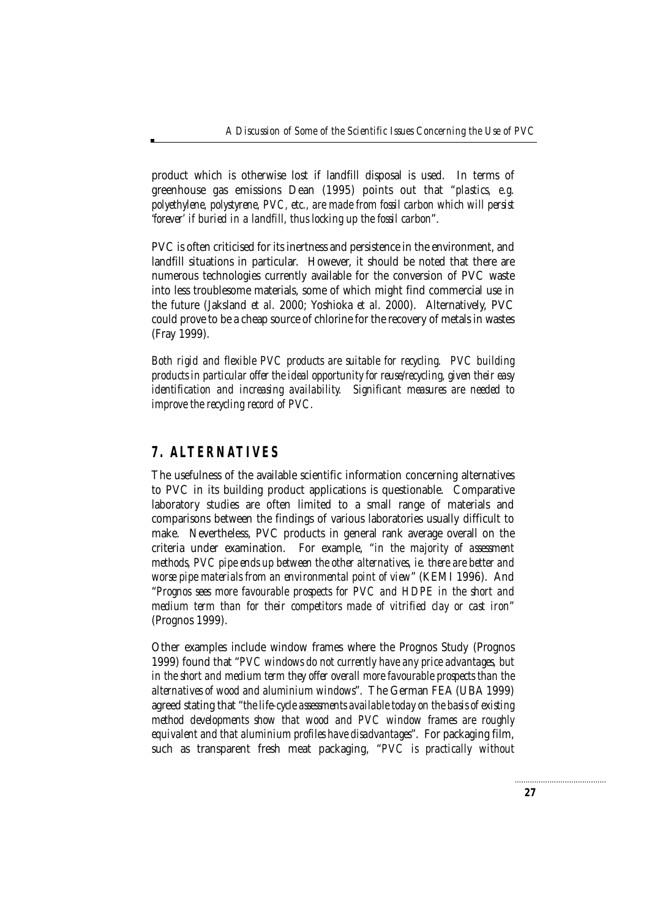product which is otherwise lost if landfill disposal is used. In terms of greenhouse gas emissions Dean (1995) points out that "*plastics, e.g. polyethylene, polystyrene, PVC, etc., are made from fossil carbon which will persist 'forever' if buried in a landfill, thus locking up the fossil carbon*".

PVC is often criticised for its inertness and persistence in the environment, and landfill situations in particular. However, it should be noted that there are numerous technologies currently available for the conversion of PVC waste into less troublesome materials, some of which might find commercial use in the future (Jaksland *et al.* 2000; Yoshioka *et al.* 2000). Alternatively, PVC could prove to be a cheap source of chlorine for the recovery of metals in wastes (Fray 1999).

*Both rigid and flexible PVC products are suitable for recycling. PVC building products in particular offer the ideal opportunity for reuse/recycling, given their easy identification and increasing availability. Significant measures are needed to improve the recycling record of PVC.*

## 7. ALTERNATIVES

The usefulness of the available scientific information concerning alternatives to PVC in its building product applications is questionable. Comparative laboratory studies are often limited to a small range of materials and comparisons between the findings of various laboratories usually difficult to make. Nevertheless, PVC products in general rank average overall on the criteria under examination. For example, "*in the majority of assessment methods, PVC pipe ends up between the other alternatives, ie. there are better and worse pipe materials from an environmental point of view*" (KEMI 1996). And "*Prognos sees more favourable prospects for PVC and HDPE in the short and medium term than for their competitors made of vitrified clay or cast iron*" (Prognos 1999).

Other examples include window frames where the Prognos Study (Prognos 1999) found that "*PVC windows do not currently have any price advantages, but in the short and medium term they offer overall more favourable prospects than the alternatives of wood and aluminium windows*". The German FEA (UBA 1999) agreed stating that "*the life-cycle assessments available today on the basis of existing method developments show that wood and PVC window frames are roughly equivalent and that aluminium profiles have disadvantages*". For packaging film, such as transparent fresh meat packaging, "*PVC is practically without*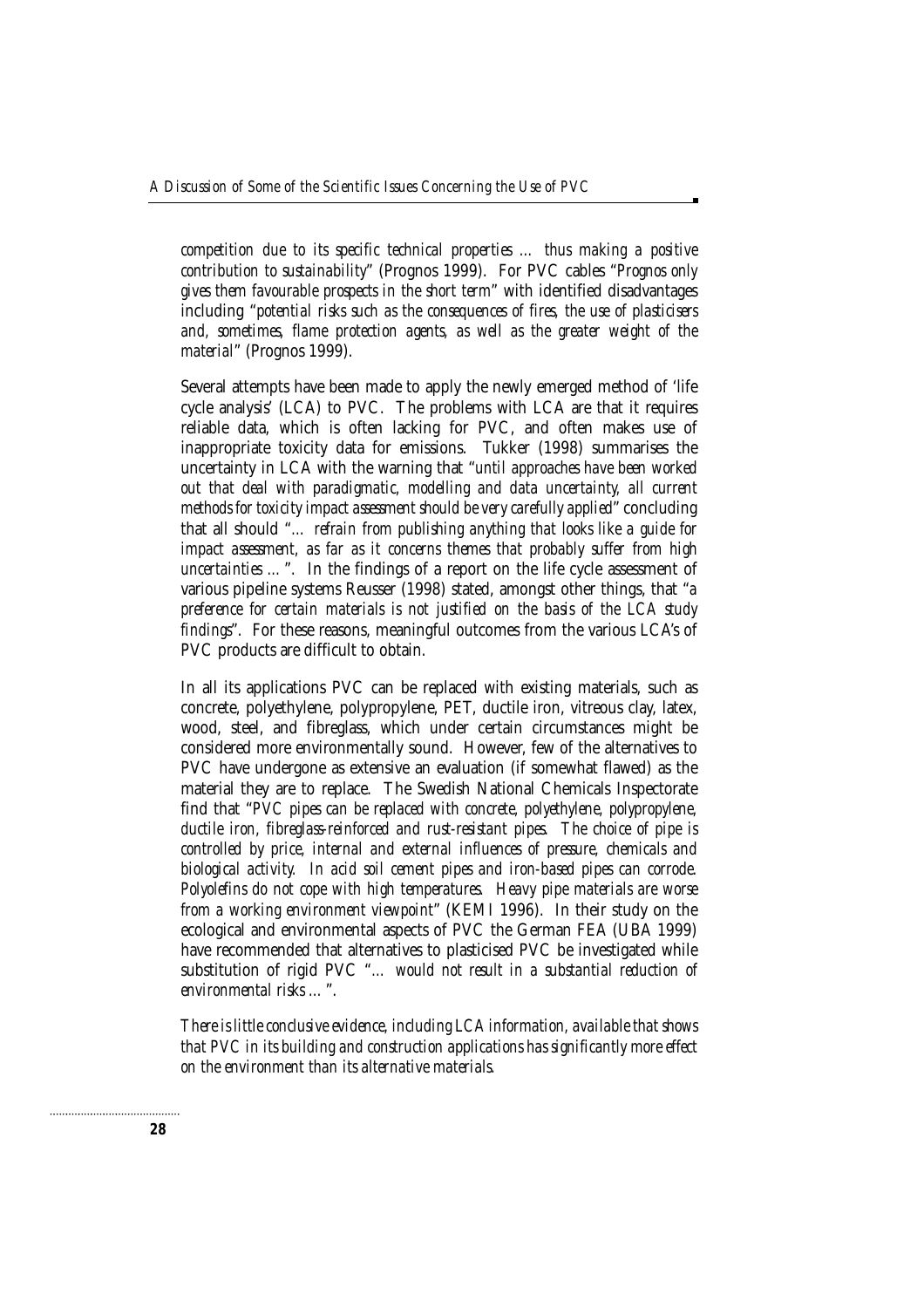*competition due to its specific technical properties … thus making a positive contribution to sustainability*" (Prognos 1999). For PVC cables "*Prognos only gives them favourable prospects in the short term*" with identified disadvantages including "*potential risks such as the consequences of fires, the use of plasticisers and, sometimes, flame protection agents, as well as the greater weight of the material*" (Prognos 1999).

Several attempts have been made to apply the newly emerged method of 'life cycle analysis' (LCA) to PVC. The problems with LCA are that it requires reliable data, which is often lacking for PVC, and often makes use of inappropriate toxicity data for emissions. Tukker (1998) summarises the uncertainty in LCA with the warning that "*until approaches have been worked out that deal with paradigmatic, modelling and data uncertainty, all current methods for toxicity impact assessment should be very carefully applied*" concluding that all should "*… refrain from publishing anything that looks like a guide for impact assessment, as far as it concerns themes that probably suffer from high uncertainties …*". In the findings of a report on the life cycle assessment of various pipeline systems Reusser (1998) stated, amongst other things, that "*a preference for certain materials is not justified on the basis of the LCA study findings*". For these reasons, meaningful outcomes from the various LCA's of PVC products are difficult to obtain.

In all its applications PVC can be replaced with existing materials, such as concrete, polyethylene, polypropylene, PET, ductile iron, vitreous clay, latex, wood, steel, and fibreglass, which under certain circumstances might be considered more environmentally sound. However, few of the alternatives to PVC have undergone as extensive an evaluation (if somewhat flawed) as the material they are to replace. The Swedish National Chemicals Inspectorate find that "*PVC pipes can be replaced with concrete, polyethylene, polypropylene, ductile iron, fibreglass-reinforced and rust-resistant pipes. The choice of pipe is controlled by price, internal and external influences of pressure, chemicals and biological activity. In acid soil cement pipes and iron-based pipes can corrode. Polyolefins do not cope with high temperatures. Heavy pipe materials are worse from a working environment viewpoint*" (KEMI 1996). In their study on the ecological and environmental aspects of PVC the German FEA (UBA 1999) have recommended that alternatives to plasticised PVC be investigated while substitution of rigid PVC "*… would not result in a substantial reduction of environmental risks …*".

*There is little conclusive evidence, including LCA information, available that shows that PVC in its building and construction applications has significantly more effect on the environment than its alternative materials.*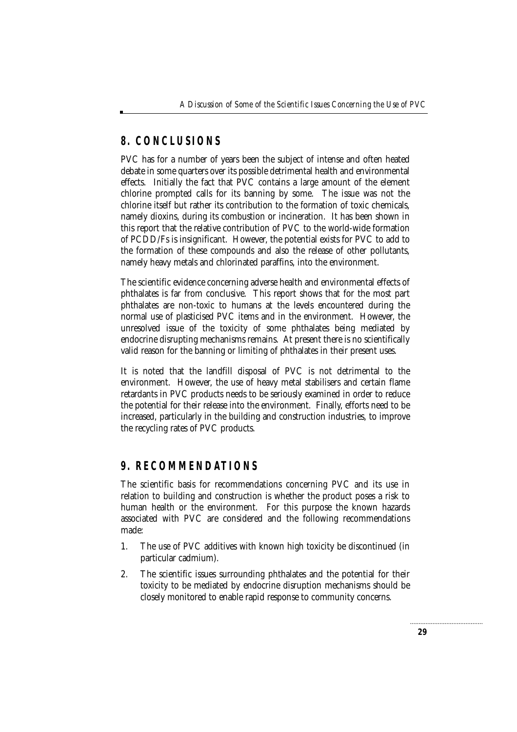## 8. CONCLUSIONS

PVC has for a number of years been the subject of intense and often heated debate in some quarters over its possible detrimental health and environmental effects. Initially the fact that PVC contains a large amount of the element chlorine prompted calls for its banning by some. The issue was not the chlorine itself but rather its contribution to the formation of toxic chemicals, namely dioxins, during its combustion or incineration. It has been shown in this report that the relative contribution of PVC to the world-wide formation of PCDD/Fs is insignificant. However, the potential exists for PVC to add to the formation of these compounds and also the release of other pollutants, namely heavy metals and chlorinated paraffins, into the environment.

The scientific evidence concerning adverse health and environmental effects of phthalates is far from conclusive. This report shows that for the most part phthalates are non-toxic to humans at the levels encountered during the normal use of plasticised PVC items and in the environment. However, the unresolved issue of the toxicity of some phthalates being mediated by endocrine disrupting mechanisms remains. At present there is no scientifically valid reason for the banning or limiting of phthalates in their present uses.

It is noted that the landfill disposal of PVC is not detrimental to the environment. However, the use of heavy metal stabilisers and certain flame retardants in PVC products needs to be seriously examined in order to reduce the potential for their release into the environment. Finally, efforts need to be increased, particularly in the building and construction industries, to improve the recycling rates of PVC products.

## 9. RECOMMENDATIONS

The scientific basis for recommendations concerning PVC and its use in relation to building and construction is whether the product poses a risk to human health or the environment. For this purpose the known hazards associated with PVC are considered and the following recommendations made:

1. The use of PVC additives with known high toxicity be discontinued (in particular cadmium).
2. The scientific issues surrounding phthalates and the potential for their toxicity to be mediated by endocrine disruption mechanisms should be closely monitored to enable rapid response to community concerns.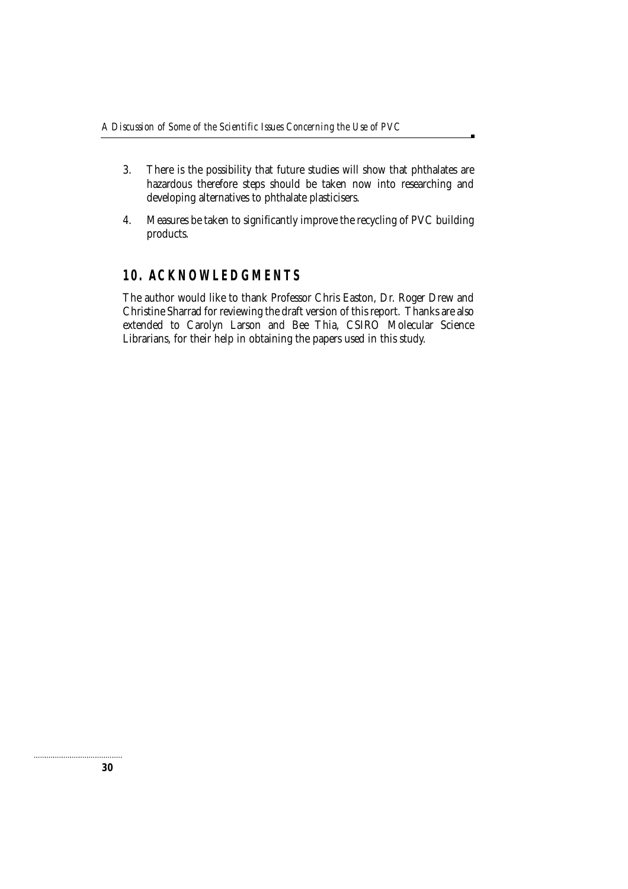3. There is the possibility that future studies will show that phthalates are hazardous therefore steps should be taken now into researching and developing alternatives to phthalate plasticisers.

4. Measures be taken to significantly improve the recycling of PVC building products.

## 10. ACKNOWLEDGMENTS

The author would like to thank Professor Chris Easton, Dr. Roger Drew and Christine Sharrad for reviewing the draft version of this report. Thanks are also extended to Carolyn Larson and Bee Thia, CSIRO Molecular Science Librarians, for their help in obtaining the papers used in this study.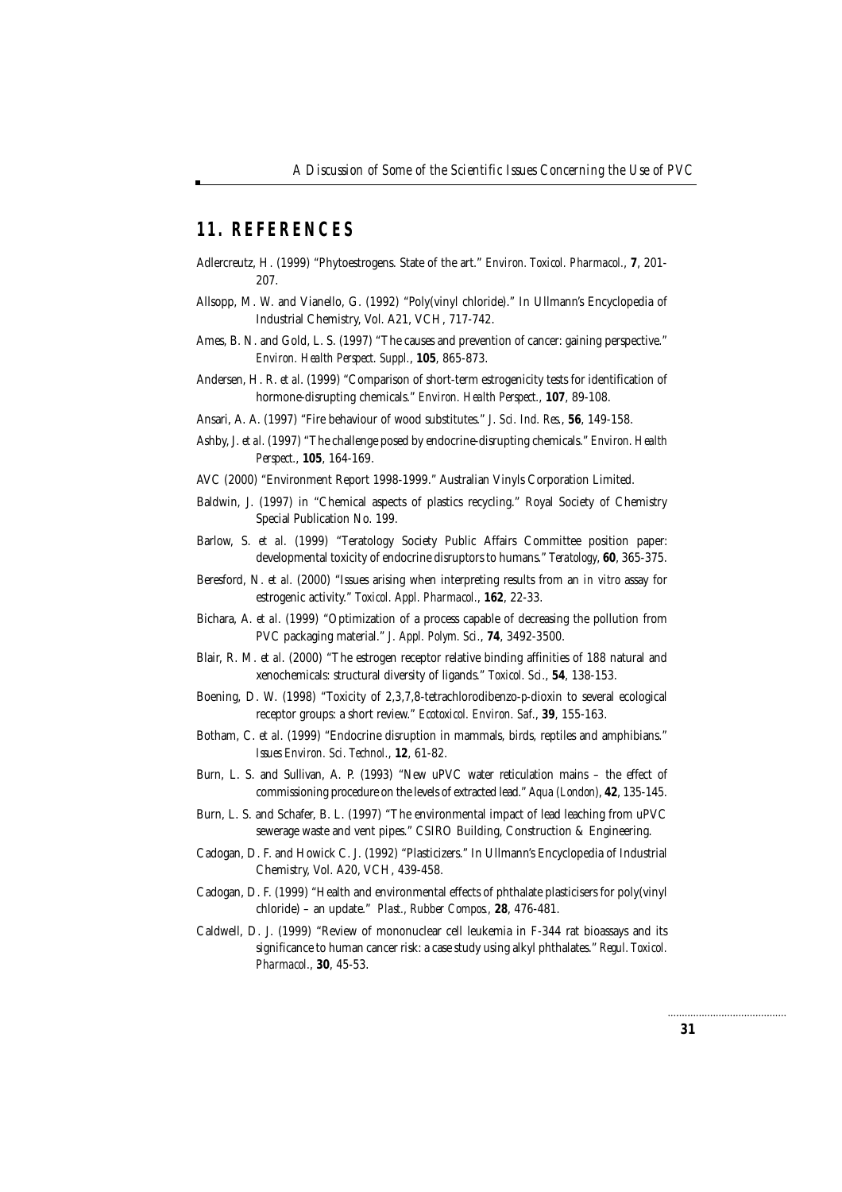## 11. REFERENCES

Adlercreutz, H. (1999) "Phytoestrogens. State of the art." *Environ. Toxicol. Pharmacol.*, **7**, 201-207.

Allsopp, M. W. and Vianello, G. (1992) "Poly(vinyl chloride)." In Ullmann's Encyclopedia of Industrial Chemistry, Vol. A21, VCH, 717-742.

Ames, B. N. and Gold, L. S. (1997) "The causes and prevention of cancer: gaining perspective." *Environ. Health Perspect. Suppl.*, **105**, 865-873.

Andersen, H. R. *et al.* (1999) "Comparison of short-term estrogenicity tests for identification of hormone-disrupting chemicals." *Environ. Health Perspect.*, **107**, 89-108.

Ansari, A. A. (1997) "Fire behaviour of wood substitutes." *J. Sci. Ind. Res.*, **56**, 149-158.

Ashby, J. *et al.* (1997) "The challenge posed by endocrine-disrupting chemicals." *Environ. Health Perspect.*, **105**, 164-169.

AVC (2000) "Environment Report 1998-1999." Australian Vinyls Corporation Limited.

Baldwin, J. (1997) in "Chemical aspects of plastics recycling." Royal Society of Chemistry Special Publication No. 199.

Barlow, S. *et al.* (1999) "Teratology Society Public Affairs Committee position paper: developmental toxicity of endocrine disruptors to humans." *Teratology*, **60**, 365-375.

Beresford, N. *et al.* (2000) "Issues arising when interpreting results from an *in vitro* assay for estrogenic activity." *Toxicol. Appl. Pharmacol.*, **162**, 22-33.

Bichara, A. *et al.* (1999) "Optimization of a process capable of decreasing the pollution from PVC packaging material." *J. Appl. Polym. Sci.*, **74**, 3492-3500.

Blair, R. M. *et al.* (2000) "The estrogen receptor relative binding affinities of 188 natural and xenochemicals: structural diversity of ligands." *Toxicol. Sci.*, **54**, 138-153.

Boening, D. W. (1998) "Toxicity of 2,3,7,8-tetrachlorodibenzo-*p*-dioxin to several ecological receptor groups: a short review." *Ecotoxicol. Environ. Saf.*, **39**, 155-163.

Botham, C. *et al.* (1999) "Endocrine disruption in mammals, birds, reptiles and amphibians." *Issues Environ. Sci. Technol.*, **12**, 61-82.

Burn, L. S. and Sullivan, A. P. (1993) "New uPVC water reticulation mains – the effect of commissioning procedure on the levels of extracted lead." *Aqua (London)*, **42**, 135-145.

Burn, L. S. and Schafer, B. L. (1997) "The environmental impact of lead leaching from uPVC sewerage waste and vent pipes." CSIRO Building, Construction & Engineering.

Cadogan, D. F. and Howick C. J. (1992) "Plasticizers." In Ullmann's Encyclopedia of Industrial Chemistry, Vol. A20, VCH, 439-458.

Cadogan, D. F. (1999) "Health and environmental effects of phthalate plasticisers for poly(vinyl chloride) – an update." *Plast., Rubber Compos.*, **28**, 476-481.

Caldwell, D. J. (1999) "Review of mononuclear cell leukemia in F-344 rat bioassays and its significance to human cancer risk: a case study using alkyl phthalates." *Regul. Toxicol. Pharmacol.*, **30**, 45-53.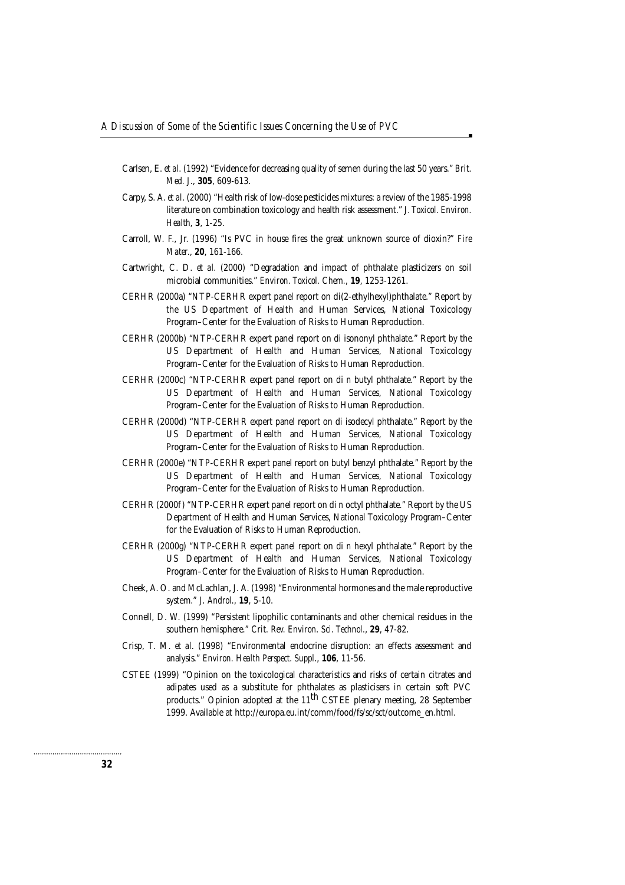Carlsen, E. *et al*. (1992) "Evidence for decreasing quality of semen during the last 50 years." *Brit. Med. J.*, **305**, 609-613.

Carpy, S. A. *et al*. (2000) "Health risk of low-dose pesticides mixtures: a review of the 1985-1998 literature on combination toxicology and health risk assessment." *J. Toxicol. Environ. Health*, **3**, 1-25.

Carroll, W. F., Jr. (1996) "Is PVC in house fires the great unknown source of dioxin?" *Fire Mater.*, **20**, 161-166.

Cartwright, C. D. *et al*. (2000) "Degradation and impact of phthalate plasticizers on soil microbial communities." *Environ. Toxicol. Chem.*, **19**, 1253-1261.

CERHR (2000a) "NTP-CERHR expert panel report on di(2-ethylhexyl)phthalate." Report by the US Department of Health and Human Services, National Toxicology Program–Center for the Evaluation of Risks to Human Reproduction.

CERHR (2000b) "NTP-CERHR expert panel report on di isononyl phthalate." Report by the US Department of Health and Human Services, National Toxicology Program–Center for the Evaluation of Risks to Human Reproduction.

CERHR (2000c) "NTP-CERHR expert panel report on di *n* butyl phthalate." Report by the US Department of Health and Human Services, National Toxicology Program–Center for the Evaluation of Risks to Human Reproduction.

CERHR (2000d) "NTP-CERHR expert panel report on di isodecyl phthalate." Report by the US Department of Health and Human Services, National Toxicology Program–Center for the Evaluation of Risks to Human Reproduction.

CERHR (2000e) "NTP-CERHR expert panel report on butyl benzyl phthalate." Report by the US Department of Health and Human Services, National Toxicology Program–Center for the Evaluation of Risks to Human Reproduction.

CERHR (2000f) "NTP-CERHR expert panel report on di *n* octyl phthalate." Report by the US Department of Health and Human Services, National Toxicology Program–Center for the Evaluation of Risks to Human Reproduction.

CERHR (2000g) "NTP-CERHR expert panel report on di *n* hexyl phthalate." Report by the US Department of Health and Human Services, National Toxicology Program–Center for the Evaluation of Risks to Human Reproduction.

Cheek, A. O. and McLachlan, J. A. (1998) "Environmental hormones and the male reproductive system." *J. Androl.*, **19**, 5-10.

Connell, D. W. (1999) "Persistent lipophilic contaminants and other chemical residues in the southern hemisphere." *Crit. Rev. Environ. Sci. Technol.*, **29**, 47-82.

Crisp, T. M. *et al*. (1998) "Environmental endocrine disruption: an effects assessment and analysis." *Environ. Health Perspect. Suppl.*, **106**, 11-56.

CSTEE (1999) "Opinion on the toxicological characteristics and risks of certain citrates and adipates used as a substitute for phthalates as plasticisers in certain soft PVC products." Opinion adopted at the 11th CSTEE plenary meeting, 28 September 1999. Available at http://europa.eu.int/comm/food/fs/sc/sct/outcome_en.html.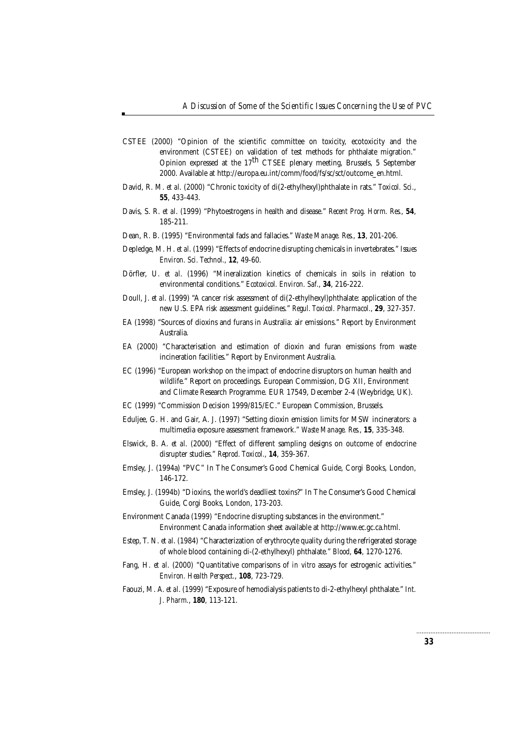CSTEE (2000) "Opinion of the scientific committee on toxicity, ecotoxicity and the environment (CSTEE) on validation of test methods for phthalate migration." Opinion expressed at the 17th CTSEE plenary meeting, Brussels, 5 September 2000. Available at http://europa.eu.int/comm/food/fs/sc/sct/outcome_en.html.

David, R. M. *et al.* (2000) "Chronic toxicity of di(2-ethylhexyl)phthalate in rats." *Toxicol. Sci.*, **55**, 433-443.

Davis, S. R. *et al.* (1999) "Phytoestrogens in health and disease." *Recent Prog. Horm. Res.*, **54**, 185-211.

Dean, R. B. (1995) "Environmental fads and fallacies." *Waste Manage. Res.*, **13**, 201-206.

Depledge, M. H. *et al.* (1999) "Effects of endocrine disrupting chemicals in invertebrates." *Issues Environ. Sci. Technol.*, **12**, 49-60.

Dörfler, U. *et al.* (1996) "Mineralization kinetics of chemicals in soils in relation to environmental conditions." *Ecotoxicol. Environ. Saf.*, **34**, 216-222.

Doull, J. *et al.* (1999) "A cancer risk assessment of di(2-ethylhexyl)phthalate: application of the new U.S. EPA risk assessment guidelines." *Regul. Toxicol. Pharmacol.*, **29**, 327-357.

EA (1998) "Sources of dioxins and furans in Australia: air emissions." Report by Environment Australia.

EA (2000) "Characterisation and estimation of dioxin and furan emissions from waste incineration facilities." Report by Environment Australia.

EC (1996) "European workshop on the impact of endocrine disruptors on human health and wildlife." Report on proceedings. European Commission, DG XII, Environment and Climate Research Programme. EUR 17549, December 2-4 (Weybridge, UK).

EC (1999) "Commission Decision 1999/815/EC." European Commission, Brussels.

Eduljee, G. H. and Gair, A. J. (1997) "Setting dioxin emission limits for MSW incinerators: a multimedia exposure assessment framework." *Waste Manage. Res.*, **15**, 335-348.

Elswick, B. A. *et al.* (2000) "Effect of different sampling designs on outcome of endocrine disrupter studies." *Reprod. Toxicol.*, **14**, 359-367.

Emsley, J. (1994a) "PVC" In The Consumer's Good Chemical Guide, Corgi Books, London, 146-172.

Emsley, J. (1994b) "Dioxins, the world's deadliest toxins?" In The Consumer's Good Chemical Guide, Corgi Books, London, 173-203.

Environment Canada (1999) "Endocrine disrupting substances in the environment." Environment Canada information sheet available at http://www.ec.gc.ca.html.

Estep, T. N. *et al.* (1984) "Characterization of erythrocyte quality during the refrigerated storage of whole blood containing di-(2-ethylhexyl) phthalate." *Blood*, **64**, 1270-1276.

Fang, H. *et al.* (2000) "Quantitative comparisons of *in vitro* assays for estrogenic activities." *Environ. Health Perspect.*, **108**, 723-729.

Faouzi, M. A. *et al.* (1999) "Exposure of hemodialysis patients to di-2-ethylhexyl phthalate." *Int. J. Pharm.*, **180**, 113-121.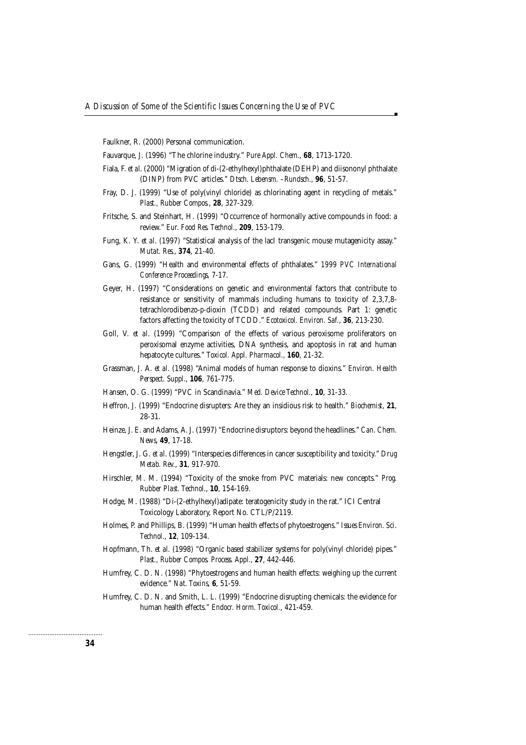Faulkner, R. (2000) Personal communication.

Fauvarque, J. (1996) "The chlorine industry." *Pure Appl. Chem.*, **68**, 1713-1720.

Fiala, F. *et al.* (2000) "Migration of di-(2-ethylhexyl)phthalate (DEHP) and diisononyl phthalate (DINP) from PVC articles." *Dtsch. Lebensm. –Rundsch.*, **96**, 51-57.

Fray, D. J. (1999) "Use of poly(vinyl chloride) as chlorinating agent in recycling of metals." *Plast., Rubber Compos.*, **28**, 327-329.

Fritsche, S. and Steinhart, H. (1999) "Occurrence of hormonally active compounds in food: a review." *Eur. Food Res. Technol.*, **209**, 153-179.

Fung, K. Y. *et al.* (1997) "Statistical analysis of the lacI transgenic mouse mutagenicity assay." *Mutat. Res.*, **374**, 21-40.

Gans, G. (1999) "Health and environmental effects of phthalates." *1999 PVC International Conference Proceedings*, 7-17.

Geyer, H. (1997) "Considerations on genetic and environmental factors that contribute to resistance or sensitivity of mammals including humans to toxicity of 2,3,7,8-tetrachlorodibenzo-*p*-dioxin (TCDD) and related compounds. Part 1: genetic factors affecting the toxicity of TCDD." *Ecotoxicol. Environ. Saf.*, **36**, 213-230.

Goll, V. *et al.* (1999) "Comparison of the effects of various peroxisome proliferators on peroxisomal enzyme activities, DNA synthesis, and apoptosis in rat and human hepatocyte cultures." *Toxicol. Appl. Pharmacol.*, **160**, 21-32.

Grassman, J. A. *et al.* (1998) "Animal models of human response to dioxins." *Environ. Health Perspect. Suppl.*, **106**, 761-775.

Hansen, O. G. (1999) "PVC in Scandinavia." *Med. Device Technol.*, **10**, 31-33.

Heffron, J. (1999) "Endocrine disrupters: Are they an insidious risk to health." *Biochemist*, **21**, 28-31.

Heinze, J. E. and Adams, A. J. (1997) "Endocrine disruptors: beyond the headlines." *Can. Chem. News*, **49**, 17-18.

Hengstler, J. G. *et al.* (1999) "Interspecies differences in cancer susceptibility and toxicity." *Drug Metab. Rev.*, **31**, 917-970.

Hirschler, M. M. (1994) "Toxicity of the smoke from PVC materials: new concepts." *Prog. Rubber Plast. Technol.*, **10**, 154-169.

Hodge, M. (1988) "Di-(2-ethylhexyl)adipate: teratogenicity study in the rat." ICI Central Toxicology Laboratory, Report No. CTL/P/2119.

Holmes, P. and Phillips, B. (1999) "Human health effects of phytoestrogens." *Issues Environ. Sci. Technol.*, **12**, 109-134.

Hopfmann, Th. *et al.* (1998) "Organic based stabilizer systems for poly(vinyl chloride) pipes." *Plast., Rubber Compos. Process. Appl.*, **27**, 442-446.

Humfrey, C. D. N. (1998) "Phytoestrogens and human health effects: weighing up the current evidence." *Nat. Toxins*, **6**, 51-59.

Humfrey, C. D. N. and Smith, L. L. (1999) "Endocrine disrupting chemicals: the evidence for human health effects." *Endocr. Horm. Toxicol.*, 421-459.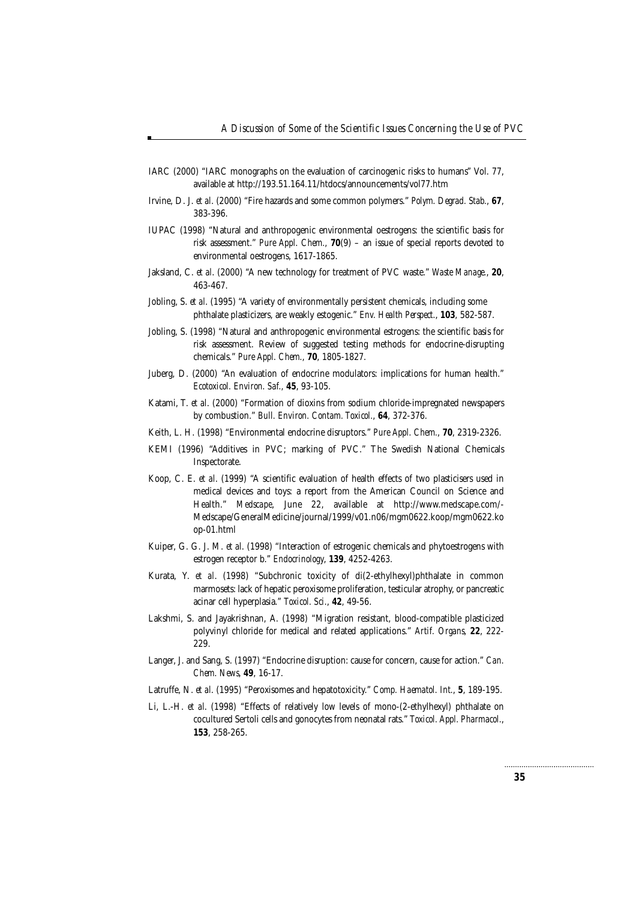IARC (2000) "IARC monographs on the evaluation of carcinogenic risks to humans" Vol. 77, available at http://193.51.164.11/htdocs/announcements/vol77.htm

Irvine, D. J. *et al.* (2000) "Fire hazards and some common polymers." *Polym. Degrad. Stab.*, **67**, 383-396.

IUPAC (1998) "Natural and anthropogenic environmental oestrogens: the scientific basis for risk assessment." *Pure Appl. Chem.*, **70**(9) – an issue of special reports devoted to environmental oestrogens, 1617-1865.

Jaksland, C. *et al.* (2000) "A new technology for treatment of PVC waste." *Waste Manage.*, **20**, 463-467.

Jobling, S. *et al.* (1995) "A variety of environmentally persistent chemicals, including some phthalate plasticizers, are weakly estogenic." *Env. Health Perspect.*, **103**, 582-587.

Jobling, S. (1998) "Natural and anthropogenic environmental estrogens: the scientific basis for risk assessment. Review of suggested testing methods for endocrine-disrupting chemicals." *Pure Appl. Chem.*, **70**, 1805-1827.

Juberg, D. (2000) "An evaluation of endocrine modulators: implications for human health." *Ecotoxicol. Environ. Saf.*, **45**, 93-105.

Katami, T. *et al.* (2000) "Formation of dioxins from sodium chloride-impregnated newspapers by combustion." *Bull. Environ. Contam. Toxicol.*, **64**, 372-376.

Keith, L. H. (1998) "Environmental endocrine disruptors." *Pure Appl. Chem.*, **70**, 2319-2326.

KEMI (1996) "Additives in PVC; marking of PVC." The Swedish National Chemicals Inspectorate.

Koop, C. E. *et al.* (1999) "A scientific evaluation of health effects of two plasticisers used in medical devices and toys: a report from the American Council on Science and Health." *Medscape*, June 22, available at http://www.medscape.com/-Medscape/GeneralMedicine/journal/1999/v01.n06/mgm0622.koop/mgm0622.koop-01.html

Kuiper, G. G. J. M. *et al.* (1998) "Interaction of estrogenic chemicals and phytoestrogens with estrogen receptor b." *Endocrinology*, **139**, 4252-4263.

Kurata, Y. *et al.* (1998) "Subchronic toxicity of di(2-ethylhexyl)phthalate in common marmosets: lack of hepatic peroxisome proliferation, testicular atrophy, or pancreatic acinar cell hyperplasia." *Toxicol. Sci.*, **42**, 49-56.

Lakshmi, S. and Jayakrishnan, A. (1998) "Migration resistant, blood-compatible plasticized polyvinyl chloride for medical and related applications." *Artif. Organs*, **22**, 222-229.

Langer, J. and Sang, S. (1997) "Endocrine disruption: cause for concern, cause for action." *Can. Chem. News*, **49**, 16-17.

Latruffe, N. *et al.* (1995) "Peroxisomes and hepatotoxicity." *Comp. Haematol. Int.*, **5**, 189-195.

Li, L.-H. *et al.* (1998) "Effects of relatively low levels of mono-(2-ethylhexyl) phthalate on cocultured Sertoli cells and gonocytes from neonatal rats." *Toxicol. Appl. Pharmacol.*, **153**, 258-265.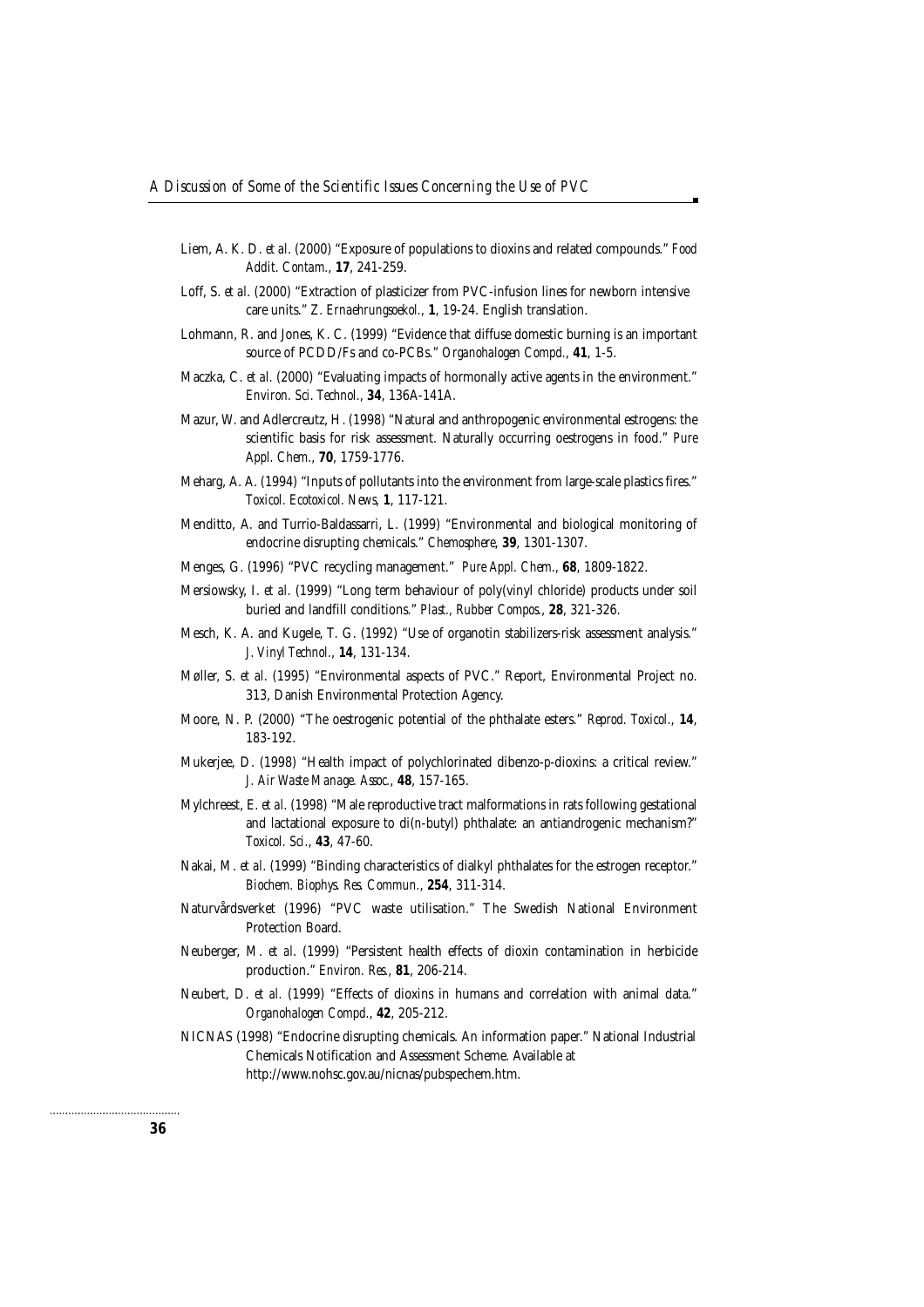Liem, A. K. D. *et al.* (2000) "Exposure of populations to dioxins and related compounds." *Food Addit. Contam.*, **17**, 241-259.

Loff, S. *et al.* (2000) "Extraction of plasticizer from PVC-infusion lines for newborn intensive care units." *Z. Ernaehrungsoekol.*, **1**, 19-24. English translation.

Lohmann, R. and Jones, K. C. (1999) "Evidence that diffuse domestic burning is an important source of PCDD/Fs and co-PCBs." *Organohalogen Compd.*, **41**, 1-5.

Maczka, C. *et al.* (2000) "Evaluating impacts of hormonally active agents in the environment." *Environ. Sci. Technol.*, **34**, 136A-141A.

Mazur, W. and Adlercreutz, H. (1998) "Natural and anthropogenic environmental estrogens: the scientific basis for risk assessment. Naturally occurring oestrogens in food." *Pure Appl. Chem.*, **70**, 1759-1776.

Meharg, A. A. (1994) "Inputs of pollutants into the environment from large-scale plastics fires." *Toxicol. Ecotoxicol. News*, **1**, 117-121.

Menditto, A. and Turrio-Baldassarri, L. (1999) "Environmental and biological monitoring of endocrine disrupting chemicals." *Chemosphere*, **39**, 1301-1307.

Menges, G. (1996) "PVC recycling management." *Pure Appl. Chem.*, **68**, 1809-1822.

Mersiowsky, I. *et al.* (1999) "Long term behaviour of poly(vinyl chloride) products under soil buried and landfill conditions." *Plast., Rubber Compos.*, **28**, 321-326.

Mesch, K. A. and Kugele, T. G. (1992) "Use of organotin stabilizers-risk assessment analysis." *J. Vinyl Technol.*, **14**, 131-134.

Møller, S. *et al.* (1995) "Environmental aspects of PVC." Report, Environmental Project no. 313, Danish Environmental Protection Agency.

Moore, N. P. (2000) "The oestrogenic potential of the phthalate esters." *Reprod. Toxicol.*, **14**, 183-192.

Mukerjee, D. (1998) "Health impact of polychlorinated dibenzo-*p*-dioxins: a critical review." *J. Air Waste Manage. Assoc.*, **48**, 157-165.

Mylchreest, E. *et al.* (1998) "Male reproductive tract malformations in rats following gestational and lactational exposure to di(*n*-butyl) phthalate: an antiandrogenic mechanism?" *Toxicol. Sci.*, **43**, 47-60.

Nakai, M. *et al.* (1999) "Binding characteristics of dialkyl phthalates for the estrogen receptor." *Biochem. Biophys. Res. Commun.*, **254**, 311-314.

Naturvårdsverket (1996) "PVC waste utilisation." The Swedish National Environment Protection Board.

Neuberger, M. *et al.* (1999) "Persistent health effects of dioxin contamination in herbicide production." *Environ. Res.*, **81**, 206-214.

Neubert, D. *et al.* (1999) "Effects of dioxins in humans and correlation with animal data." *Organohalogen Compd.*, **42**, 205-212.

NICNAS (1998) "Endocrine disrupting chemicals. An information paper." National Industrial Chemicals Notification and Assessment Scheme. Available at http://www.nohsc.gov.au/nicnas/pubspechem.htm.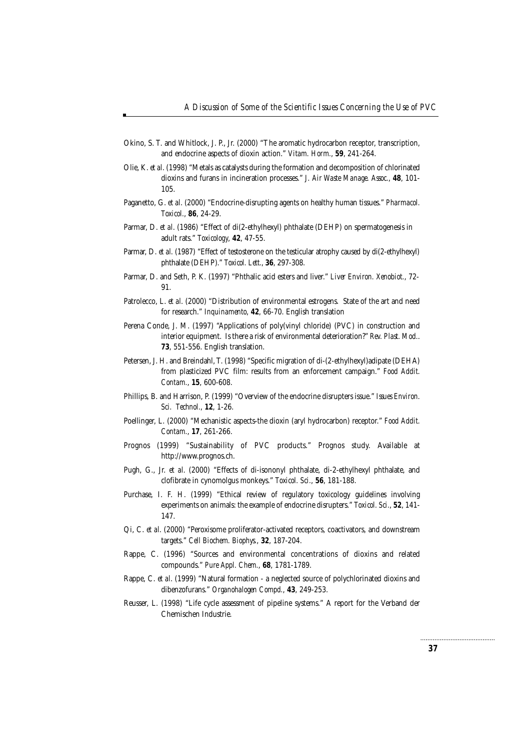Okino, S. T. and Whitlock, J. P., Jr. (2000) "The aromatic hydrocarbon receptor, transcription, and endocrine aspects of dioxin action." *Vitam. Horm.*, **59**, 241-264.

Olie, K. *et al.* (1998) "Metals as catalysts during the formation and decomposition of chlorinated dioxins and furans in incineration processes." *J. Air Waste Manage. Assoc.*, **48**, 101-105.

Paganetto, G. *et al.* (2000) "Endocrine-disrupting agents on healthy human tissues." *Pharmacol. Toxicol.*, **86**, 24-29.

Parmar, D. *et al.* (1986) "Effect of di(2-ethylhexyl) phthalate (DEHP) on spermatogenesis in adult rats." *Toxicology*, **42**, 47-55.

Parmar, D. *et al.* (1987) "Effect of testosterone on the testicular atrophy caused by di(2-ethylhexyl) phthalate (DEHP)." *Toxicol. Lett.*, **36**, 297-308.

Parmar, D. and Seth, P. K. (1997) "Phthalic acid esters and liver." *Liver Environ. Xenobiot.*, 72-91.

Patrolecco, L. *et al.* (2000) "Distribution of environmental estrogens. State of the art and need for research." *Inquinamento*, **42**, 66-70. English translation

Perena Conde, J. M. (1997) "Applications of poly(vinyl chloride) (PVC) in construction and interior equipment. Is there a risk of environmental deterioration?" *Rev. Plast. Mod.*. **73**, 551-556. English translation.

Petersen, J. H. and Breindahl, T. (1998) "Specific migration of di-(2-ethylhexyl)adipate (DEHA) from plasticized PVC film: results from an enforcement campaign." *Food Addit. Contam.*, **15**, 600-608.

Phillips, B. and Harrison, P. (1999) "Overview of the endocrine disrupters issue." *Issues Environ. Sci. Technol.*, **12**, 1-26.

Poellinger, L. (2000) "Mechanistic aspects-the dioxin (aryl hydrocarbon) receptor." *Food Addit. Contam.*, **17**, 261-266.

Prognos (1999) "Sustainability of PVC products." Prognos study. Available at http://www.prognos.ch.

Pugh, G., Jr. *et al.* (2000) "Effects of di-isononyl phthalate, di-2-ethylhexyl phthalate, and clofibrate in cynomolgus monkeys." *Toxicol. Sci.*, **56**, 181-188.

Purchase, I. F. H. (1999) "Ethical review of regulatory toxicology guidelines involving experiments on animals: the example of endocrine disrupters." *Toxicol. Sci.*, **52**, 141-147.

Qi, C. *et al.* (2000) "Peroxisome proliferator-activated receptors, coactivators, and downstream targets." *Cell Biochem. Biophys.*, **32**, 187-204.

Rappe, C. (1996) "Sources and environmental concentrations of dioxins and related compounds." *Pure Appl. Chem.*, **68**, 1781-1789.

Rappe, C. *et al.* (1999) "Natural formation - a neglected source of polychlorinated dioxins and dibenzofurans." *Organohalogen Compd.*, **43**, 249-253.

Reusser, L. (1998) "Life cycle assessment of pipeline systems." A report for the Verband der Chemischen Industrie.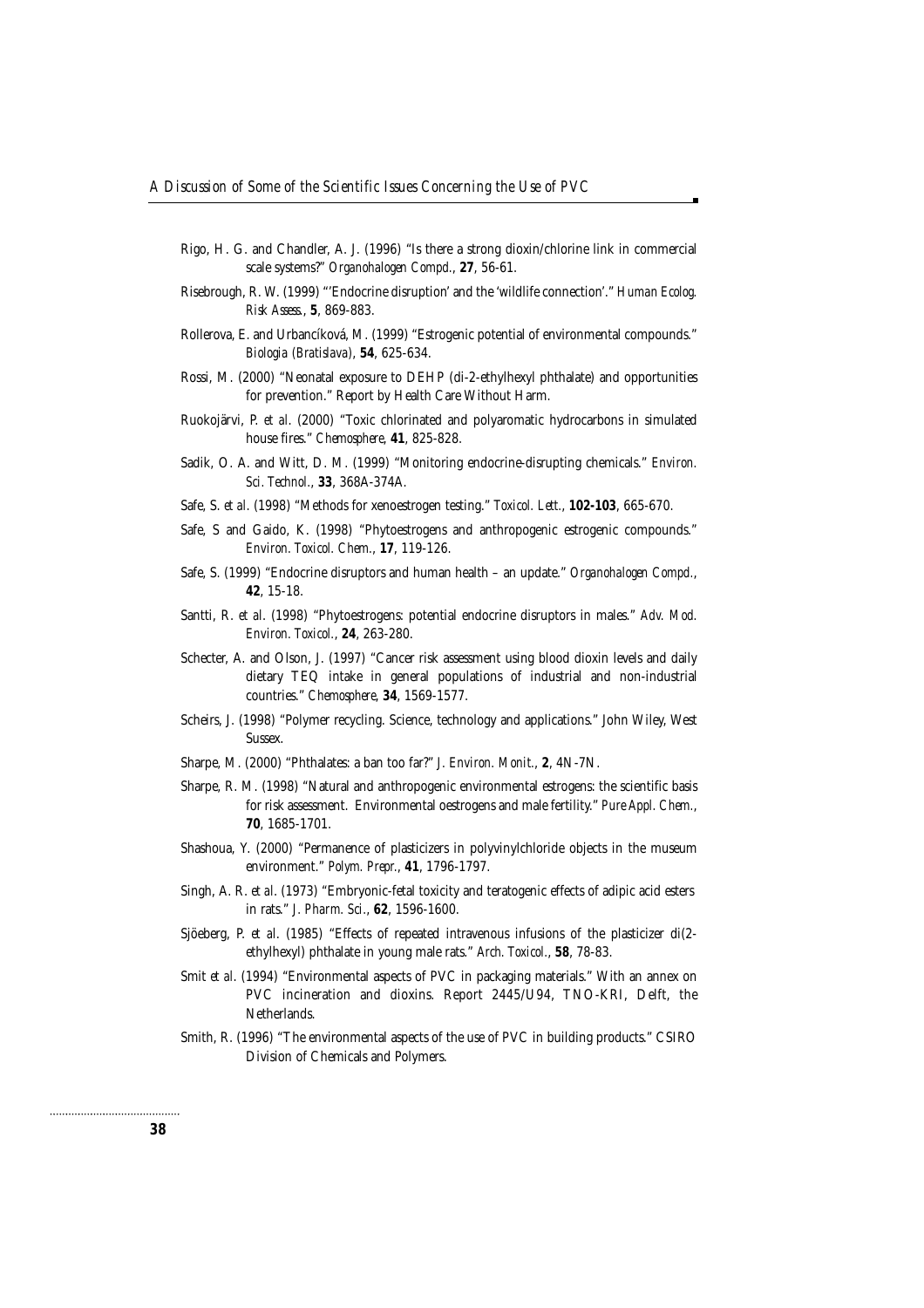Rigo, H. G. and Chandler, A. J. (1996) "Is there a strong dioxin/chlorine link in commercial scale systems?" *Organohalogen Compd.*, **27**, 56-61.

Risebrough, R. W. (1999) "'Endocrine disruption' and the 'wildlife connection'." *Human Ecolog. Risk Assess.*, **5**, 869-883.

Rollerova, E. and Urbancíková, M. (1999) "Estrogenic potential of environmental compounds." *Biologia (Bratislava)*, **54**, 625-634.

Rossi, M. (2000) "Neonatal exposure to DEHP (di-2-ethylhexyl phthalate) and opportunities for prevention." Report by Health Care Without Harm.

Ruokojärvi, P. *et al.* (2000) "Toxic chlorinated and polyaromatic hydrocarbons in simulated house fires." *Chemosphere*, **41**, 825-828.

Sadik, O. A. and Witt, D. M. (1999) "Monitoring endocrine-disrupting chemicals." *Environ. Sci. Technol.*, **33**, 368A-374A.

Safe, S. *et al.* (1998) "Methods for xenoestrogen testing." *Toxicol. Lett.*, **102-103**, 665-670.

Safe, S and Gaido, K. (1998) "Phytoestrogens and anthropogenic estrogenic compounds." *Environ. Toxicol. Chem.*, **17**, 119-126.

Safe, S. (1999) "Endocrine disruptors and human health – an update." *Organohalogen Compd.*, **42**, 15-18.

Santti, R. *et al.* (1998) "Phytoestrogens: potential endocrine disruptors in males." *Adv. Mod. Environ. Toxicol.*, **24**, 263-280.

Schecter, A. and Olson, J. (1997) "Cancer risk assessment using blood dioxin levels and daily dietary TEQ intake in general populations of industrial and non-industrial countries." *Chemosphere*, **34**, 1569-1577.

Scheirs, J. (1998) "Polymer recycling. Science, technology and applications." John Wiley, West Sussex.

Sharpe, M. (2000) "Phthalates: a ban too far?" *J. Environ. Monit.*, **2**, 4N-7N.

Sharpe, R. M. (1998) "Natural and anthropogenic environmental estrogens: the scientific basis for risk assessment. Environmental oestrogens and male fertility." *Pure Appl. Chem.*, **70**, 1685-1701.

Shashoua, Y. (2000) "Permanence of plasticizers in polyvinylchloride objects in the museum environment." *Polym. Prepr.*, **41**, 1796-1797.

Singh, A. R. *et al.* (1973) "Embryonic-fetal toxicity and teratogenic effects of adipic acid esters in rats." *J. Pharm. Sci.*, **62**, 1596-1600.

Sjöeberg, P. *et al.* (1985) "Effects of repeated intravenous infusions of the plasticizer di(2-ethylhexyl) phthalate in young male rats." *Arch. Toxicol.*, **58**, 78-83.

Smit *et al.* (1994) "Environmental aspects of PVC in packaging materials." With an annex on PVC incineration and dioxins. Report 2445/U94, TNO-KRI, Delft, the Netherlands.

Smith, R. (1996) "The environmental aspects of the use of PVC in building products." CSIRO Division of Chemicals and Polymers.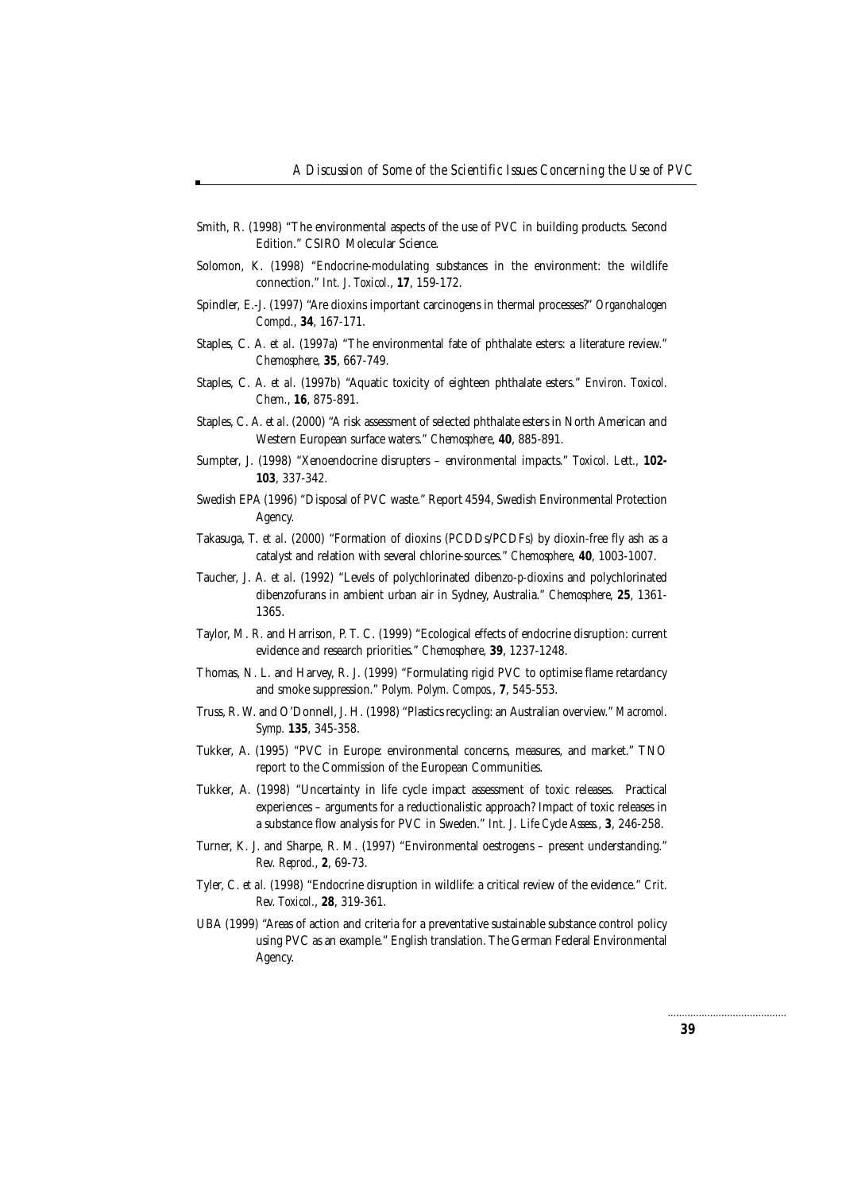Smith, R. (1998) "The environmental aspects of the use of PVC in building products. Second Edition." CSIRO Molecular Science.

Solomon, K. (1998) "Endocrine-modulating substances in the environment: the wildlife connection." *Int. J. Toxicol.*, **17**, 159-172.

Spindler, E.-J. (1997) "Are dioxins important carcinogens in thermal processes?" *Organohalogen Compd.*, **34**, 167-171.

Staples, C. A. *et al.* (1997a) "The environmental fate of phthalate esters: a literature review." *Chemosphere*, **35**, 667-749.

Staples, C. A. *et al.* (1997b) "Aquatic toxicity of eighteen phthalate esters." *Environ. Toxicol. Chem.*, **16**, 875-891.

Staples, C. A. *et al.* (2000) "A risk assessment of selected phthalate esters in North American and Western European surface waters." *Chemosphere*, **40**, 885-891.

Sumpter, J. (1998) "Xenoendocrine disrupters – environmental impacts." *Toxicol. Lett.*, **102-103**, 337-342.

Swedish EPA (1996) "Disposal of PVC waste." Report 4594, Swedish Environmental Protection Agency.

Takasuga, T. *et al.* (2000) "Formation of dioxins (PCDDs/PCDFs) by dioxin-free fly ash as a catalyst and relation with several chlorine-sources." *Chemosphere*, **40**, 1003-1007.

Taucher, J. A. *et al.* (1992) "Levels of polychlorinated dibenzo-*p*-dioxins and polychlorinated dibenzofurans in ambient urban air in Sydney, Australia." *Chemosphere*, **25**, 1361-1365.

Taylor, M. R. and Harrison, P. T. C. (1999) "Ecological effects of endocrine disruption: current evidence and research priorities." *Chemosphere*, **39**, 1237-1248.

Thomas, N. L. and Harvey, R. J. (1999) "Formulating rigid PVC to optimise flame retardancy and smoke suppression." *Polym. Polym. Compos.*, **7**, 545-553.

Truss, R. W. and O'Donnell, J. H. (1998) "Plastics recycling: an Australian overview." *Macromol. Symp.* **135**, 345-358.

Tukker, A. (1995) "PVC in Europe: environmental concerns, measures, and market." TNO report to the Commission of the European Communities.

Tukker, A. (1998) "Uncertainty in life cycle impact assessment of toxic releases. Practical experiences – arguments for a reductionalistic approach? Impact of toxic releases in a substance flow analysis for PVC in Sweden." *Int. J. Life Cycle Assess.*, **3**, 246-258.

Turner, K. J. and Sharpe, R. M. (1997) "Environmental oestrogens – present understanding." *Rev. Reprod.*, **2**, 69-73.

Tyler, C. *et al.* (1998) "Endocrine disruption in wildlife: a critical review of the evidence." *Crit. Rev. Toxicol.*, **28**, 319-361.

UBA (1999) "Areas of action and criteria for a preventative sustainable substance control policy using PVC as an example." English translation. The German Federal Environmental Agency.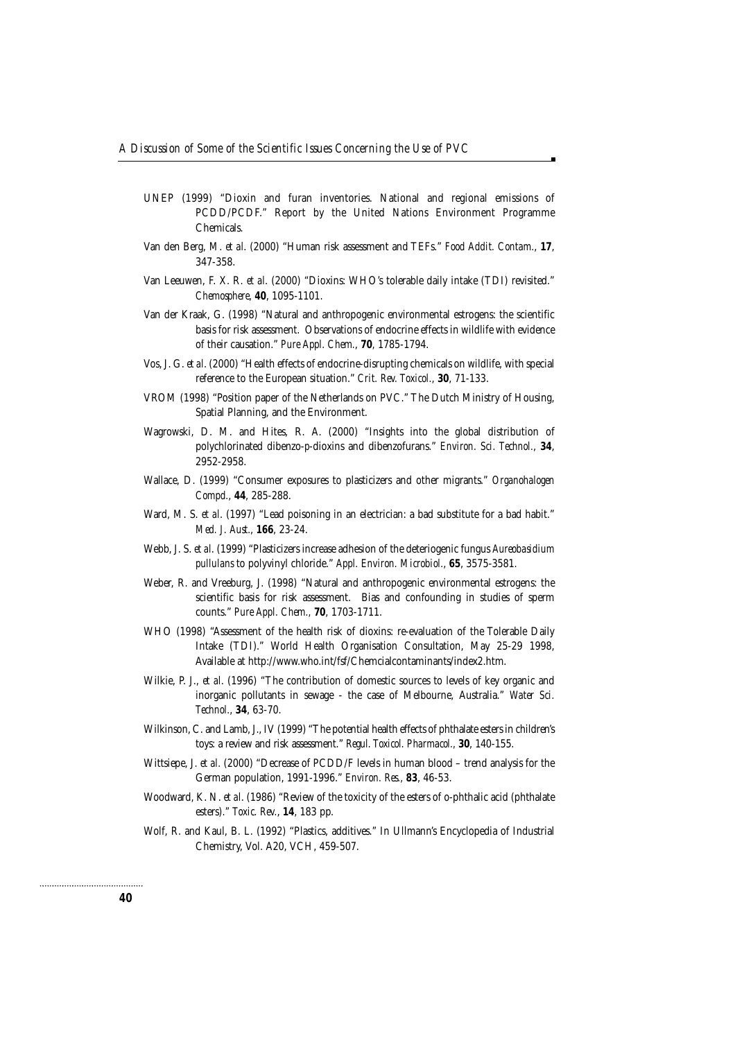UNEP (1999) "Dioxin and furan inventories. National and regional emissions of PCDD/PCDF." Report by the United Nations Environment Programme Chemicals.

Van den Berg, M. *et al.* (2000) "Human risk assessment and TEFs." *Food Addit. Contam.*, **17**, 347-358.

Van Leeuwen, F. X. R. *et al.* (2000) "Dioxins: WHO's tolerable daily intake (TDI) revisited." *Chemosphere*, **40**, 1095-1101.

Van der Kraak, G. (1998) "Natural and anthropogenic environmental estrogens: the scientific basis for risk assessment. Observations of endocrine effects in wildlife with evidence of their causation." *Pure Appl. Chem.*, **70**, 1785-1794.

Vos, J. G. *et al.* (2000) "Health effects of endocrine-disrupting chemicals on wildlife, with special reference to the European situation." *Crit. Rev. Toxicol.*, **30**, 71-133.

VROM (1998) "Position paper of the Netherlands on PVC." The Dutch Ministry of Housing, Spatial Planning, and the Environment.

Wagrowski, D. M. and Hites, R. A. (2000) "Insights into the global distribution of polychlorinated dibenzo-p-dioxins and dibenzofurans." *Environ. Sci. Technol.*, **34**, 2952-2958.

Wallace, D. (1999) "Consumer exposures to plasticizers and other migrants." *Organohalogen Compd.*, **44**, 285-288.

Ward, M. S. *et al.* (1997) "Lead poisoning in an electrician: a bad substitute for a bad habit." *Med. J. Aust.*, **166**, 23-24.

Webb, J. S. *et al.* (1999) "Plasticizers increase adhesion of the deteriogenic fungus *Aureobasidium pullulans* to polyvinyl chloride." *Appl. Environ. Microbiol.*, **65**, 3575-3581.

Weber, R. and Vreeburg, J. (1998) "Natural and anthropogenic environmental estrogens: the scientific basis for risk assessment. Bias and confounding in studies of sperm counts." *Pure Appl. Chem.*, **70**, 1703-1711.

WHO (1998) "Assessment of the health risk of dioxins: re-evaluation of the Tolerable Daily Intake (TDI)." World Health Organisation Consultation, May 25-29 1998, Available at http://www.who.int/fsf/Chemcialcontaminants/index2.htm.

Wilkie, P. J., *et al.* (1996) "The contribution of domestic sources to levels of key organic and inorganic pollutants in sewage - the case of Melbourne, Australia." *Water Sci. Technol.*, **34**, 63-70.

Wilkinson, C. and Lamb, J., IV (1999) "The potential health effects of phthalate esters in children's toys: a review and risk assessment." *Regul. Toxicol. Pharmacol.*, **30**, 140-155.

Wittsiepe, J. *et al.* (2000) "Decrease of PCDD/F levels in human blood – trend analysis for the German population, 1991-1996." *Environ. Res.*, **83**, 46-53.

Woodward, K. N. *et al.* (1986) "Review of the toxicity of the esters of o-phthalic acid (phthalate esters)." *Toxic. Rev.*, **14**, 183 pp.

Wolf, R. and Kaul, B. L. (1992) "Plastics, additives." In Ullmann's Encyclopedia of Industrial Chemistry, Vol. A20, VCH, 459-507.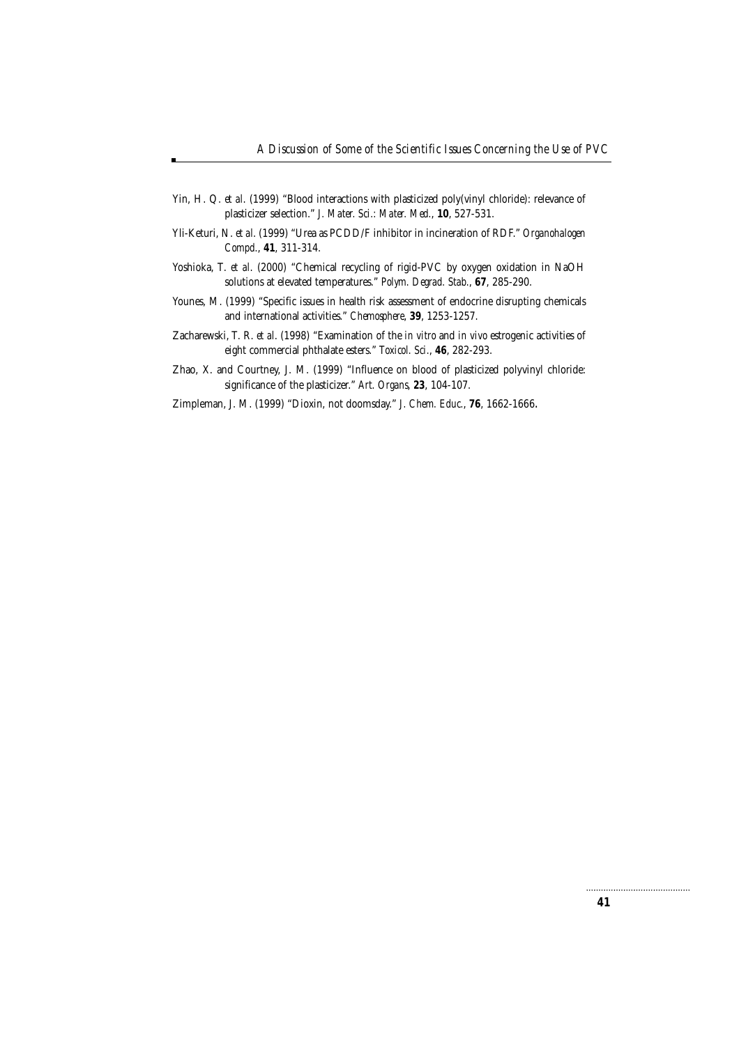Yin, H. Q. *et al*. (1999) "Blood interactions with plasticized poly(vinyl chloride): relevance of plasticizer selection." *J. Mater. Sci.: Mater. Med.*, **10**, 527-531.

Yli-Keturi, N. *et al*. (1999) "Urea as PCDD/F inhibitor in incineration of RDF." *Organohalogen Compd.*, **41**, 311-314.

Yoshioka, T. *et al*. (2000) "Chemical recycling of rigid-PVC by oxygen oxidation in NaOH solutions at elevated temperatures." *Polym. Degrad. Stab.*, **67**, 285-290.

Younes, M. (1999) "Specific issues in health risk assessment of endocrine disrupting chemicals and international activities." *Chemosphere,* **39**, 1253-1257.

Zacharewski, T. R. *et al*. (1998) "Examination of the *in vitro* and *in vivo* estrogenic activities of eight commercial phthalate esters." *Toxicol. Sci.*, **46**, 282-293.

Zhao, X. and Courtney, J. M. (1999) "Influence on blood of plasticized polyvinyl chloride: significance of the plasticizer." *Art. Organs*, **23**, 104-107.

Zimpleman, J. M. (1999) "Dioxin, not doomsday." *J. Chem. Educ.*, **76**, 1662-1666.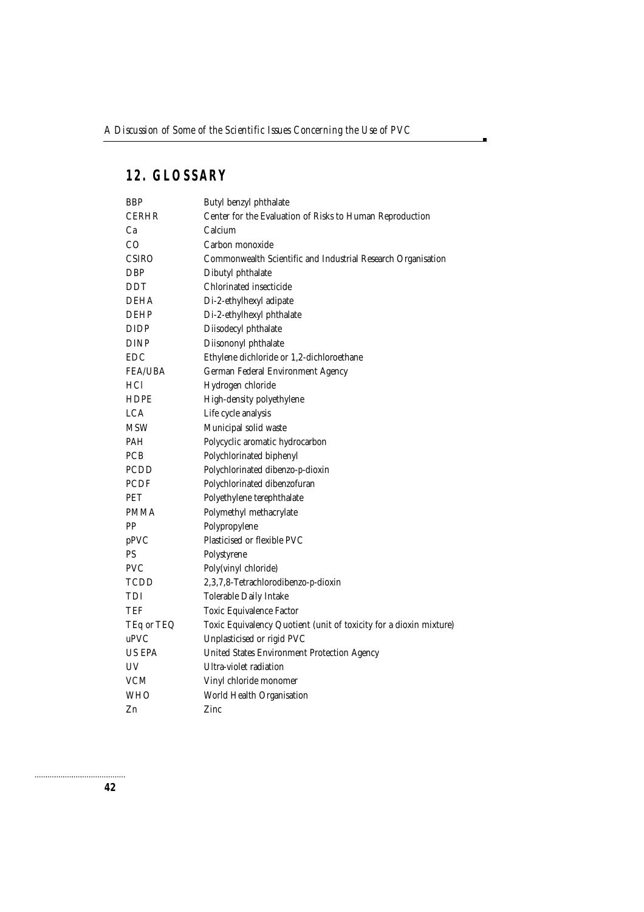## 12. GLOSSARY

| | |
|---|---|
| BBP | Butyl benzyl phthalate |
| CERHR | Center for the Evaluation of Risks to Human Reproduction |
| Ca | Calcium |
| CO | Carbon monoxide |
| CSIRO | Commonwealth Scientific and Industrial Research Organisation |
| DBP | Dibutyl phthalate |
| DDT | Chlorinated insecticide |
| DEHA | Di-2-ethylhexyl adipate |
| DEHP | Di-2-ethylhexyl phthalate |
| DIDP | Diisodecyl phthalate |
| DINP | Diisononyl phthalate |
| EDC | Ethylene dichloride or 1,2-dichloroethane |
| FEA/UBA | German Federal Environment Agency |
| HCl | Hydrogen chloride |
| HDPE | High-density polyethylene |
| LCA | Life cycle analysis |
| MSW | Municipal solid waste |
| PAH | Polycyclic aromatic hydrocarbon |
| PCB | Polychlorinated biphenyl |
| PCDD | Polychlorinated dibenzo-p-dioxin |
| PCDF | Polychlorinated dibenzofuran |
| PET | Polyethylene terephthalate |
| PMMA | Polymethyl methacrylate |
| PP | Polypropylene |
| pPVC | Plasticised or flexible PVC |
| PS | Polystyrene |
| PVC | Poly(vinyl chloride) |
| TCDD | 2,3,7,8-Tetrachlorodibenzo-p-dioxin |
| TDI | Tolerable Daily Intake |
| TEF | Toxic Equivalence Factor |
| TEq or TEQ | Toxic Equivalency Quotient (unit of toxicity for a dioxin mixture) |
| uPVC | Unplasticised or rigid PVC |
| US EPA | United States Environment Protection Agency |
| UV | Ultra-violet radiation |
| VCM | Vinyl chloride monomer |
| WHO | World Health Organisation |
| Zn | Zinc |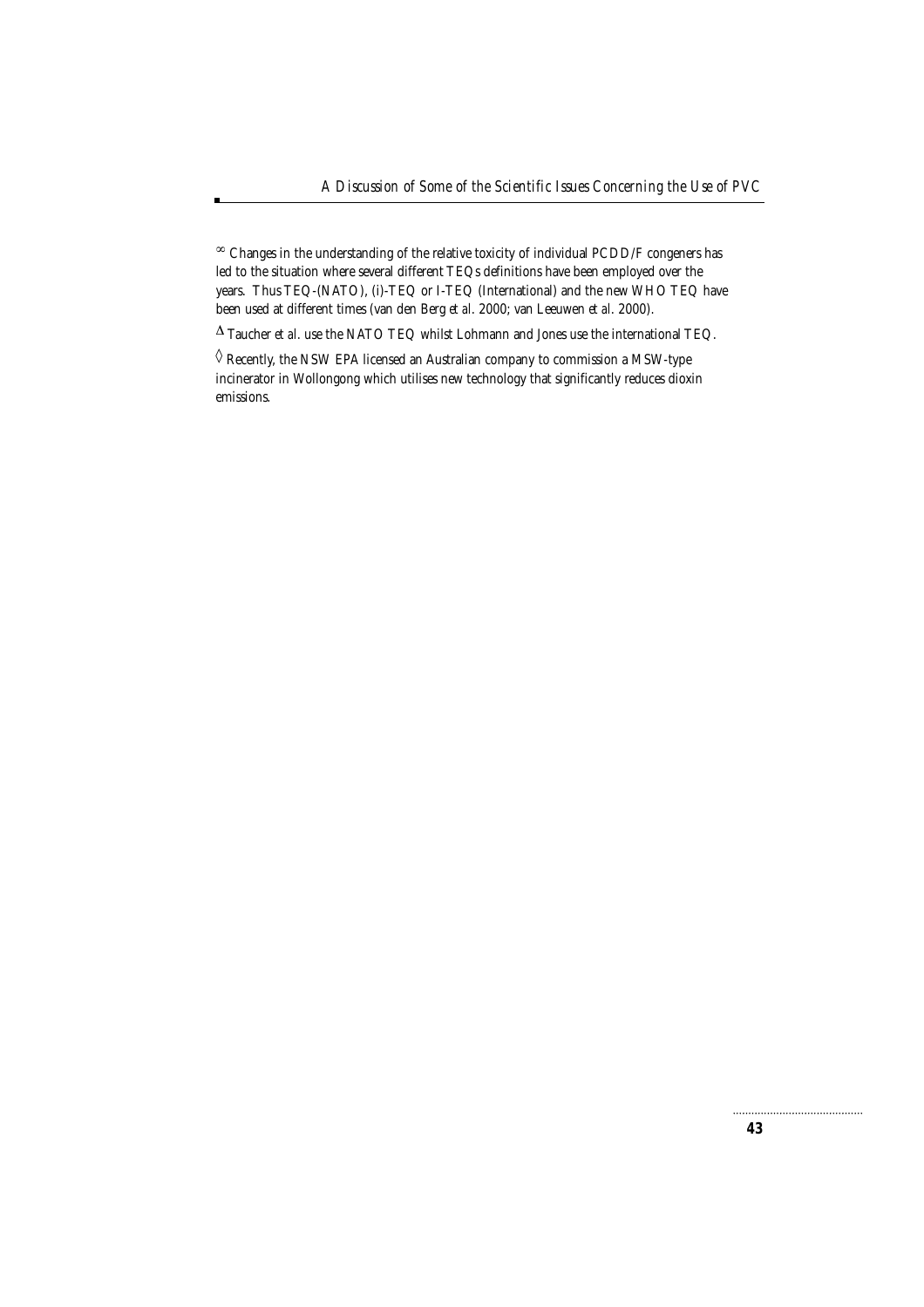∞ Changes in the understanding of the relative toxicity of individual PCDD/F congeners has led to the situation where several different TEQs definitions have been employed over the years. Thus TEQ-(NATO), (i)-TEQ or I-TEQ (International) and the new WHO TEQ have been used at different times (van den Berg *et al.* 2000; van Leeuwen *et al.* 2000).

Δ Taucher *et al.* use the NATO TEQ whilst Lohmann and Jones use the international TEQ.

◊ Recently, the NSW EPA licensed an Australian company to commission a MSW-type incinerator in Wollongong which utilises new technology that significantly reduces dioxin emissions.